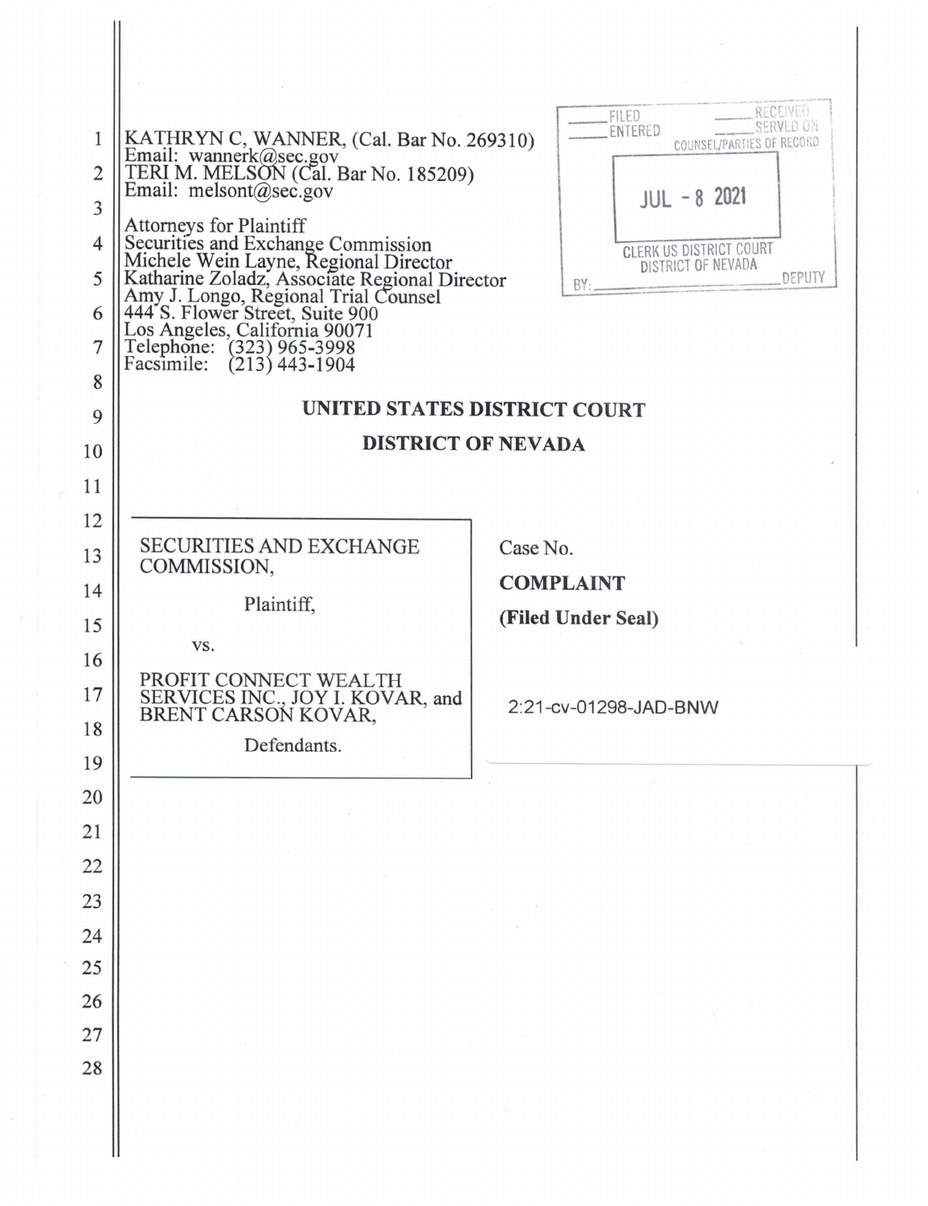KATHRYN C, WANNER, (Cal. Bar No. 269310)
Email: wannerk@sec.gov
TERI M. MELSON (Cal. Bar No. 185209)
Email: melsont@sec.gov

Attorneys for Plaintiff
Securities and Exchange Commission
Michele Wein Layne, Regional Director
Katharine Zoladz, Associate Regional Director
Amy J. Longo, Regional Trial Counsel
444 S. Flower Street, Suite 900
Los Angeles, California 90071
Telephone: (323) 965-3998
Facsimile: (213) 443-1904

FILED — ENTERED — RECEIVED — SERVED ON
COUNSEL/PARTIES OF RECORD

JUL - 8 2021

CLERK US DISTRICT COURT
DISTRICT OF NEVADA
BY: ______ DEPUTY

**UNITED STATES DISTRICT COURT**

**DISTRICT OF NEVADA**

| | |
|---|---|
| SECURITIES AND EXCHANGE COMMISSION,<br><br>Plaintiff,<br><br>vs.<br><br>PROFIT CONNECT WEALTH SERVICES INC., JOY I. KOVAR, and BRENT CARSON KOVAR,<br><br>Defendants. | Case No.<br><br>**COMPLAINT**<br><br>**(Filed Under Seal)**<br><br>2:21-cv-01298-JAD-BNW |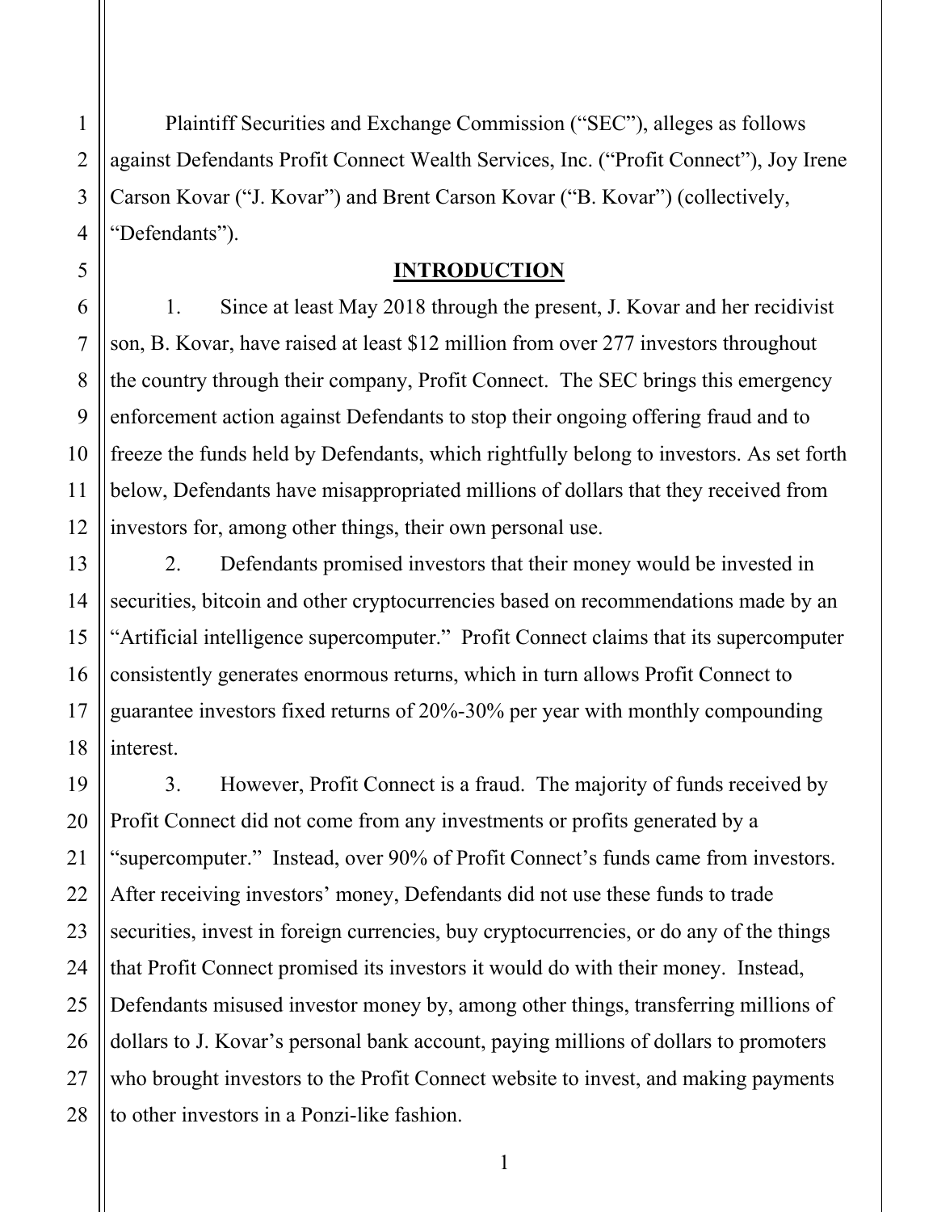Plaintiff Securities and Exchange Commission ("SEC"), alleges as follows against Defendants Profit Connect Wealth Services, Inc. ("Profit Connect"), Joy Irene Carson Kovar ("J. Kovar") and Brent Carson Kovar ("B. Kovar") (collectively, "Defendants").

## INTRODUCTION

1. Since at least May 2018 through the present, J. Kovar and her recidivist son, B. Kovar, have raised at least $12 million from over 277 investors throughout the country through their company, Profit Connect. The SEC brings this emergency enforcement action against Defendants to stop their ongoing offering fraud and to freeze the funds held by Defendants, which rightfully belong to investors. As set forth below, Defendants have misappropriated millions of dollars that they received from investors for, among other things, their own personal use.

2. Defendants promised investors that their money would be invested in securities, bitcoin and other cryptocurrencies based on recommendations made by an "Artificial intelligence supercomputer." Profit Connect claims that its supercomputer consistently generates enormous returns, which in turn allows Profit Connect to guarantee investors fixed returns of 20%-30% per year with monthly compounding interest.

3. However, Profit Connect is a fraud. The majority of funds received by Profit Connect did not come from any investments or profits generated by a "supercomputer." Instead, over 90% of Profit Connect's funds came from investors. After receiving investors' money, Defendants did not use these funds to trade securities, invest in foreign currencies, buy cryptocurrencies, or do any of the things that Profit Connect promised its investors it would do with their money. Instead, Defendants misused investor money by, among other things, transferring millions of dollars to J. Kovar's personal bank account, paying millions of dollars to promoters who brought investors to the Profit Connect website to invest, and making payments to other investors in a Ponzi-like fashion.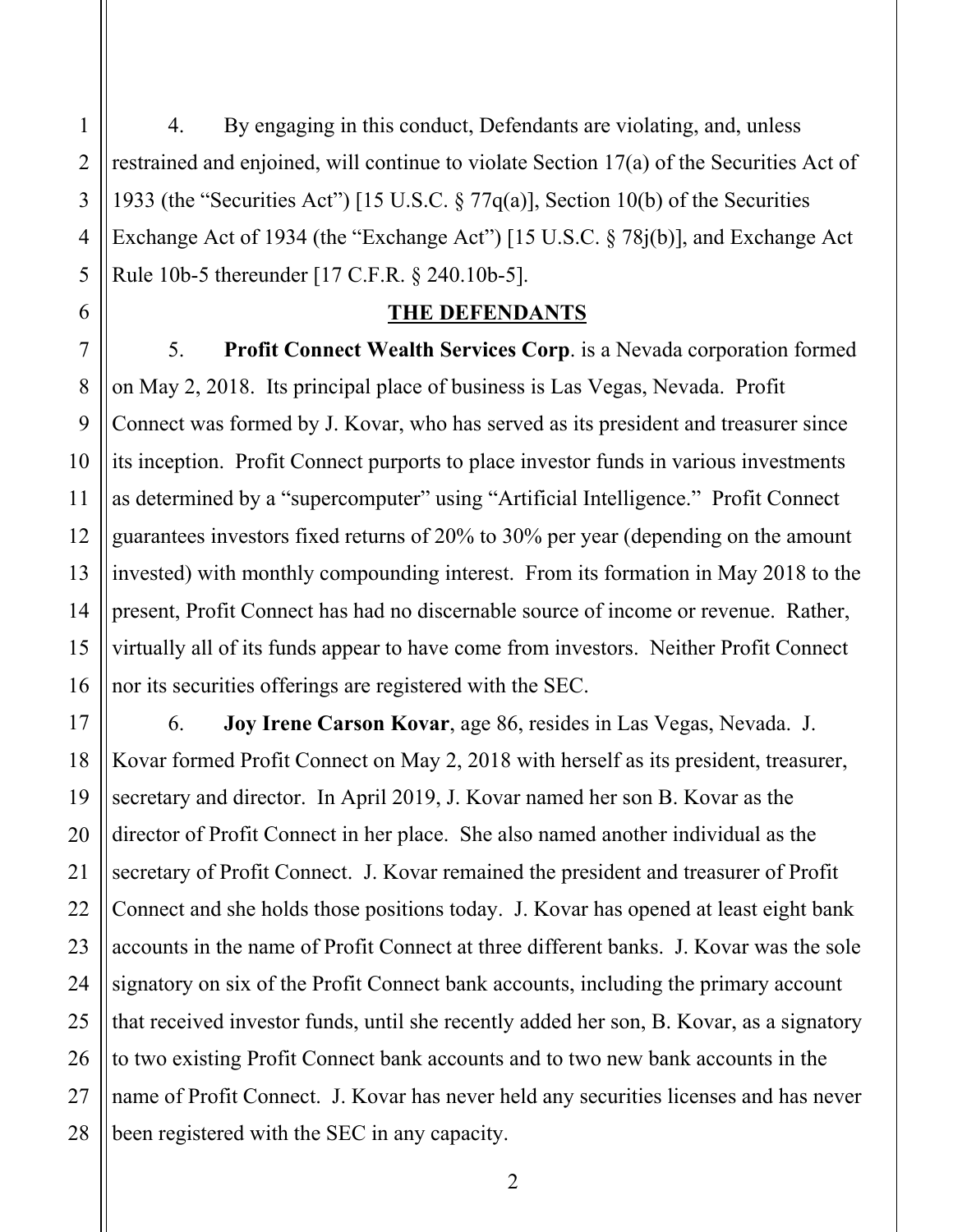4. By engaging in this conduct, Defendants are violating, and, unless restrained and enjoined, will continue to violate Section 17(a) of the Securities Act of 1933 (the "Securities Act") [15 U.S.C. § 77q(a)], Section 10(b) of the Securities Exchange Act of 1934 (the "Exchange Act") [15 U.S.C. § 78j(b)], and Exchange Act Rule 10b-5 thereunder [17 C.F.R. § 240.10b-5].

## THE DEFENDANTS

5. **Profit Connect Wealth Services Corp**. is a Nevada corporation formed on May 2, 2018. Its principal place of business is Las Vegas, Nevada. Profit Connect was formed by J. Kovar, who has served as its president and treasurer since its inception. Profit Connect purports to place investor funds in various investments as determined by a "supercomputer" using "Artificial Intelligence." Profit Connect guarantees investors fixed returns of 20% to 30% per year (depending on the amount invested) with monthly compounding interest. From its formation in May 2018 to the present, Profit Connect has had no discernable source of income or revenue. Rather, virtually all of its funds appear to have come from investors. Neither Profit Connect nor its securities offerings are registered with the SEC.

6. **Joy Irene Carson Kovar**, age 86, resides in Las Vegas, Nevada. J. Kovar formed Profit Connect on May 2, 2018 with herself as its president, treasurer, secretary and director. In April 2019, J. Kovar named her son B. Kovar as the director of Profit Connect in her place. She also named another individual as the secretary of Profit Connect. J. Kovar remained the president and treasurer of Profit Connect and she holds those positions today. J. Kovar has opened at least eight bank accounts in the name of Profit Connect at three different banks. J. Kovar was the sole signatory on six of the Profit Connect bank accounts, including the primary account that received investor funds, until she recently added her son, B. Kovar, as a signatory to two existing Profit Connect bank accounts and to two new bank accounts in the name of Profit Connect. J. Kovar has never held any securities licenses and has never been registered with the SEC in any capacity.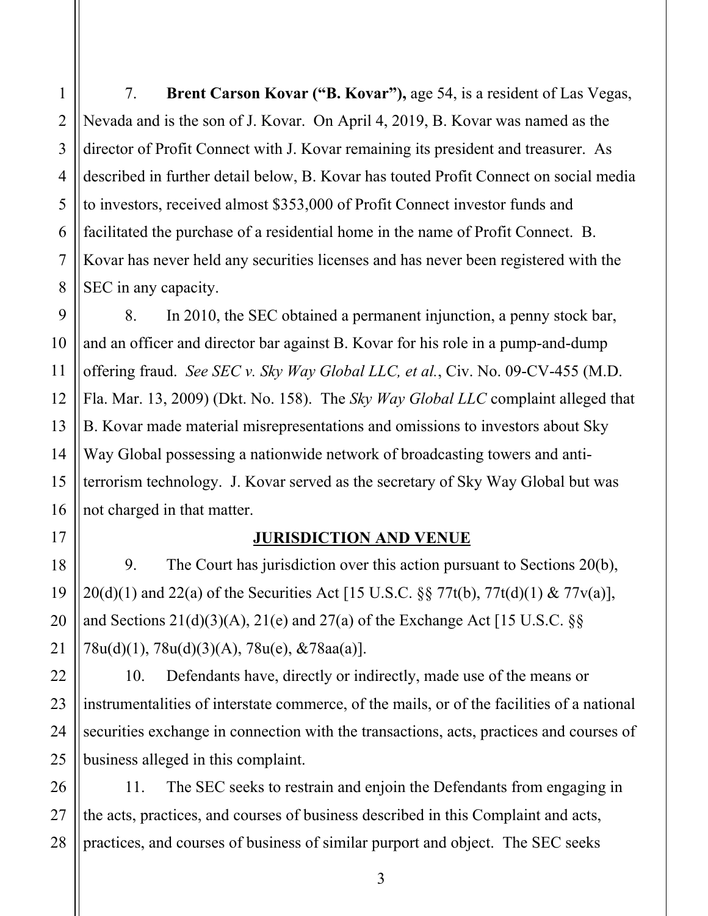7. **Brent Carson Kovar ("B. Kovar"),** age 54, is a resident of Las Vegas, Nevada and is the son of J. Kovar. On April 4, 2019, B. Kovar was named as the director of Profit Connect with J. Kovar remaining its president and treasurer. As described in further detail below, B. Kovar has touted Profit Connect on social media to investors, received almost $353,000 of Profit Connect investor funds and facilitated the purchase of a residential home in the name of Profit Connect. B. Kovar has never held any securities licenses and has never been registered with the SEC in any capacity.

8. In 2010, the SEC obtained a permanent injunction, a penny stock bar, and an officer and director bar against B. Kovar for his role in a pump-and-dump offering fraud. *See SEC v. Sky Way Global LLC, et al.*, Civ. No. 09-CV-455 (M.D. Fla. Mar. 13, 2009) (Dkt. No. 158). The *Sky Way Global LLC* complaint alleged that B. Kovar made material misrepresentations and omissions to investors about Sky Way Global possessing a nationwide network of broadcasting towers and anti-terrorism technology. J. Kovar served as the secretary of Sky Way Global but was not charged in that matter.

## JURISDICTION AND VENUE

9. The Court has jurisdiction over this action pursuant to Sections 20(b), 20(d)(1) and 22(a) of the Securities Act [15 U.S.C. §§ 77t(b), 77t(d)(1) & 77v(a)], and Sections 21(d)(3)(A), 21(e) and 27(a) of the Exchange Act [15 U.S.C. §§ 78u(d)(1), 78u(d)(3)(A), 78u(e), &78aa(a)].

10. Defendants have, directly or indirectly, made use of the means or instrumentalities of interstate commerce, of the mails, or of the facilities of a national securities exchange in connection with the transactions, acts, practices and courses of business alleged in this complaint.

11. The SEC seeks to restrain and enjoin the Defendants from engaging in the acts, practices, and courses of business described in this Complaint and acts, practices, and courses of business of similar purport and object. The SEC seeks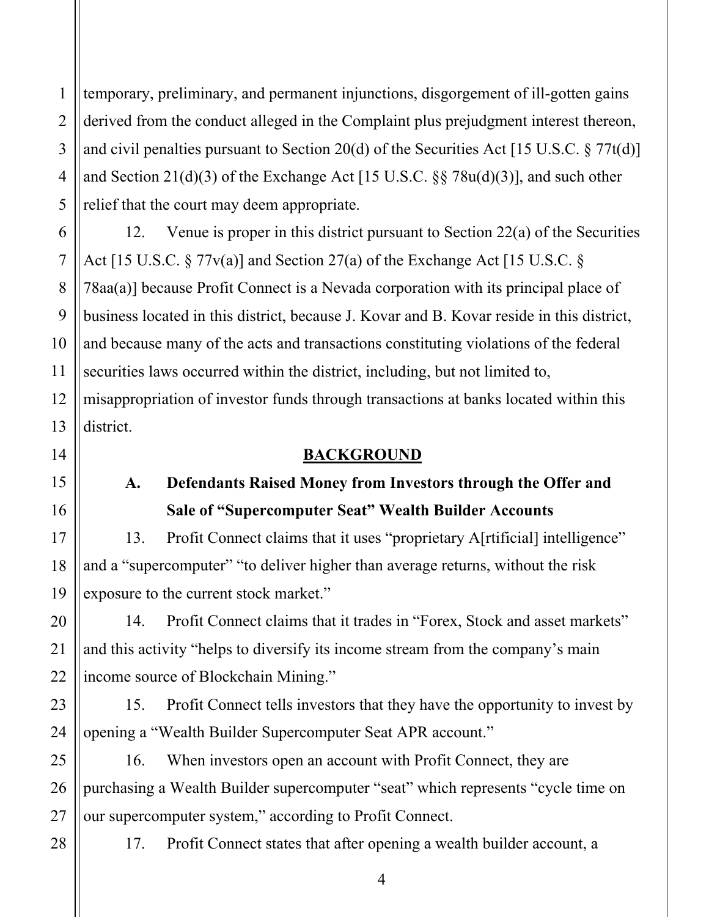temporary, preliminary, and permanent injunctions, disgorgement of ill-gotten gains derived from the conduct alleged in the Complaint plus prejudgment interest thereon, and civil penalties pursuant to Section 20(d) of the Securities Act [15 U.S.C. § 77t(d)] and Section 21(d)(3) of the Exchange Act [15 U.S.C. §§ 78u(d)(3)], and such other relief that the court may deem appropriate.

12. Venue is proper in this district pursuant to Section 22(a) of the Securities Act [15 U.S.C. § 77v(a)] and Section 27(a) of the Exchange Act [15 U.S.C. § 78aa(a)] because Profit Connect is a Nevada corporation with its principal place of business located in this district, because J. Kovar and B. Kovar reside in this district, and because many of the acts and transactions constituting violations of the federal securities laws occurred within the district, including, but not limited to, misappropriation of investor funds through transactions at banks located within this district.

## BACKGROUND

### A. Defendants Raised Money from Investors through the Offer and Sale of "Supercomputer Seat" Wealth Builder Accounts

13. Profit Connect claims that it uses "proprietary A[rtificial] intelligence" and a "supercomputer" "to deliver higher than average returns, without the risk exposure to the current stock market."

14. Profit Connect claims that it trades in "Forex, Stock and asset markets" and this activity "helps to diversify its income stream from the company's main income source of Blockchain Mining."

15. Profit Connect tells investors that they have the opportunity to invest by opening a "Wealth Builder Supercomputer Seat APR account."

16. When investors open an account with Profit Connect, they are purchasing a Wealth Builder supercomputer "seat" which represents "cycle time on our supercomputer system," according to Profit Connect.

17. Profit Connect states that after opening a wealth builder account, a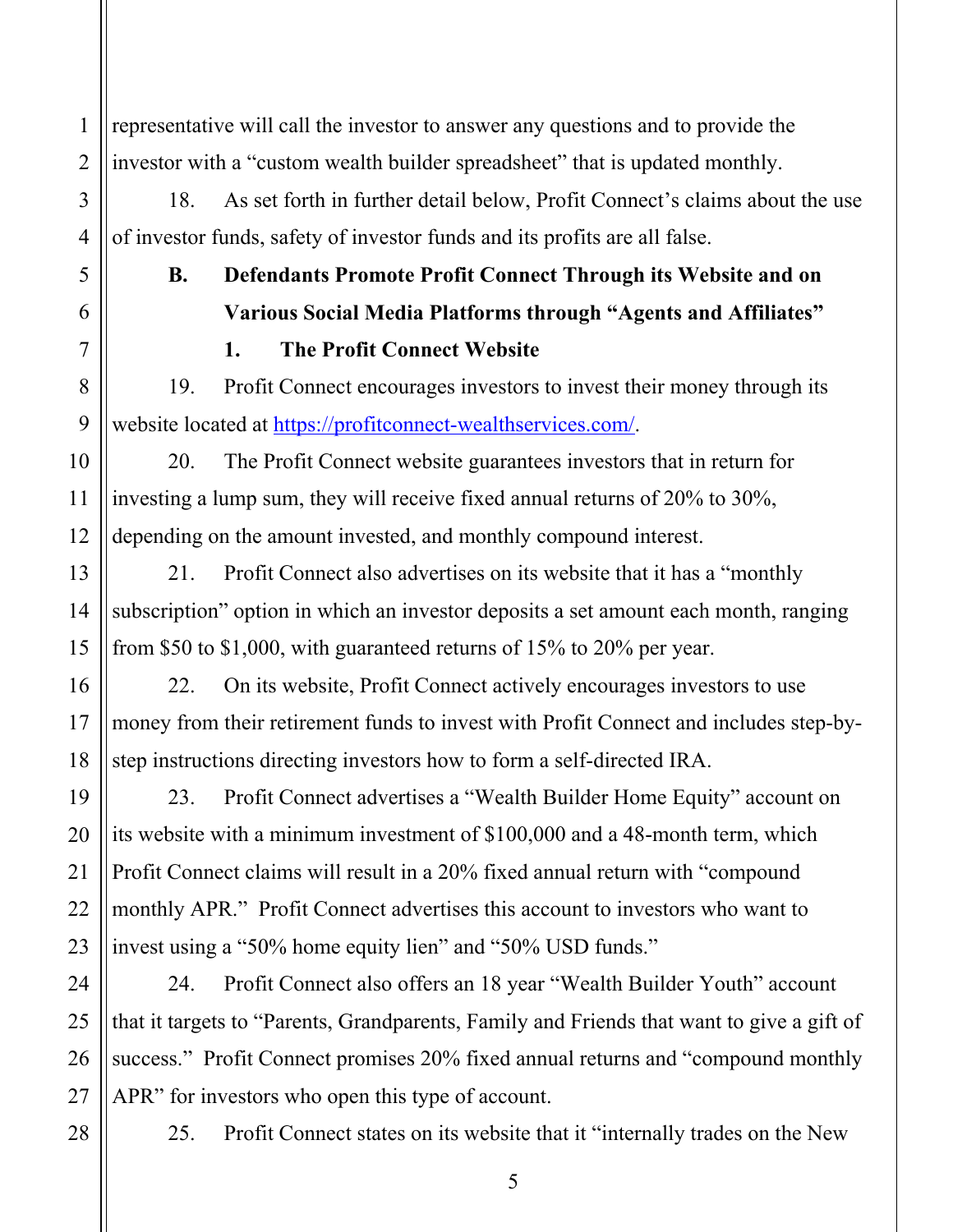representative will call the investor to answer any questions and to provide the investor with a "custom wealth builder spreadsheet" that is updated monthly.

18. As set forth in further detail below, Profit Connect's claims about the use of investor funds, safety of investor funds and its profits are all false.

### B. Defendants Promote Profit Connect Through its Website and on Various Social Media Platforms through "Agents and Affiliates"

#### 1. The Profit Connect Website

19. Profit Connect encourages investors to invest their money through its website located at https://profitconnect-wealthservices.com/.

20. The Profit Connect website guarantees investors that in return for investing a lump sum, they will receive fixed annual returns of 20% to 30%, depending on the amount invested, and monthly compound interest.

21. Profit Connect also advertises on its website that it has a "monthly subscription" option in which an investor deposits a set amount each month, ranging from $50 to $1,000, with guaranteed returns of 15% to 20% per year.

22. On its website, Profit Connect actively encourages investors to use money from their retirement funds to invest with Profit Connect and includes step-by-step instructions directing investors how to form a self-directed IRA.

23. Profit Connect advertises a "Wealth Builder Home Equity" account on its website with a minimum investment of $100,000 and a 48-month term, which Profit Connect claims will result in a 20% fixed annual return with "compound monthly APR." Profit Connect advertises this account to investors who want to invest using a "50% home equity lien" and "50% USD funds."

24. Profit Connect also offers an 18 year "Wealth Builder Youth" account that it targets to "Parents, Grandparents, Family and Friends that want to give a gift of success." Profit Connect promises 20% fixed annual returns and "compound monthly APR" for investors who open this type of account.

25. Profit Connect states on its website that it "internally trades on the New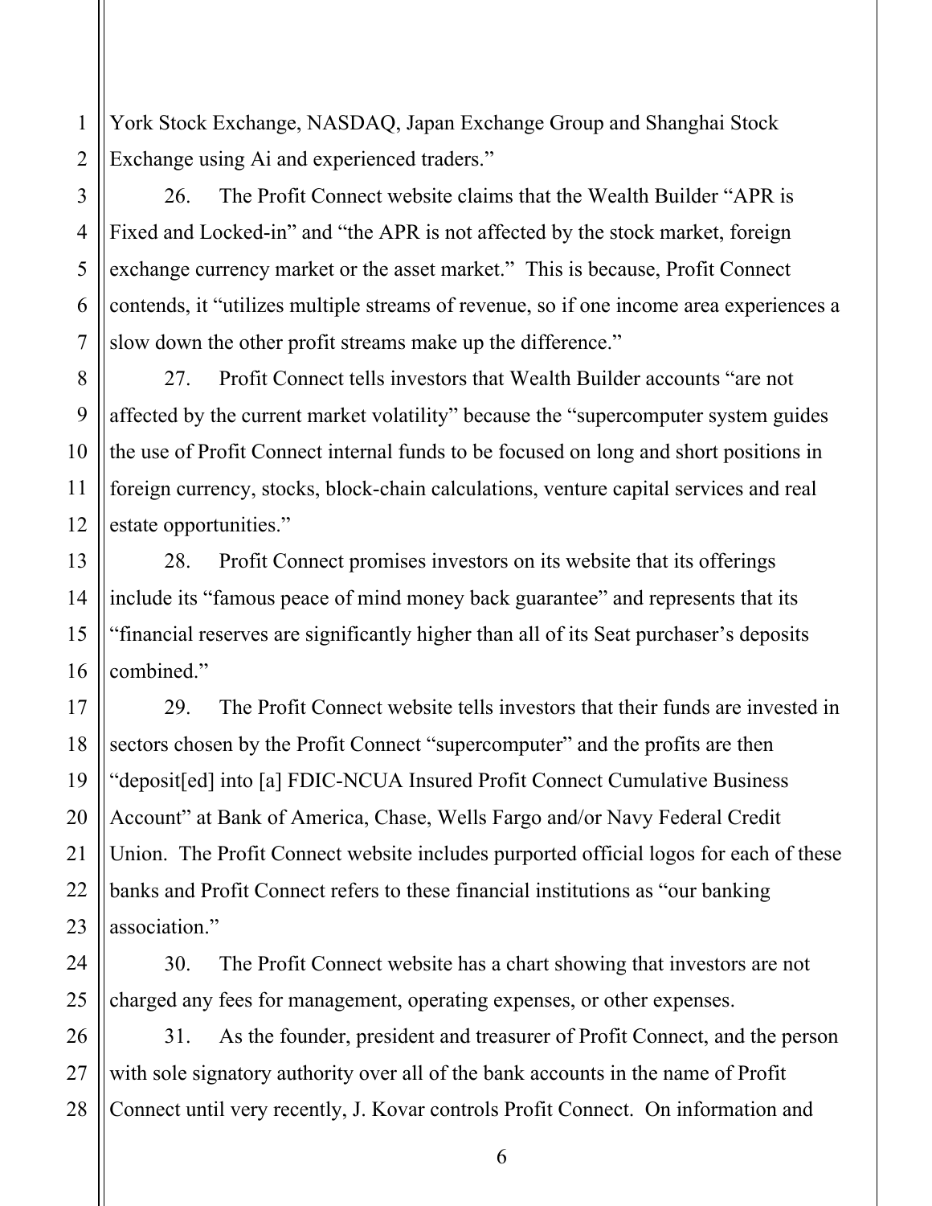York Stock Exchange, NASDAQ, Japan Exchange Group and Shanghai Stock Exchange using Ai and experienced traders."

26. The Profit Connect website claims that the Wealth Builder "APR is Fixed and Locked-in" and "the APR is not affected by the stock market, foreign exchange currency market or the asset market." This is because, Profit Connect contends, it "utilizes multiple streams of revenue, so if one income area experiences a slow down the other profit streams make up the difference."

27. Profit Connect tells investors that Wealth Builder accounts "are not affected by the current market volatility" because the "supercomputer system guides the use of Profit Connect internal funds to be focused on long and short positions in foreign currency, stocks, block-chain calculations, venture capital services and real estate opportunities."

28. Profit Connect promises investors on its website that its offerings include its "famous peace of mind money back guarantee" and represents that its "financial reserves are significantly higher than all of its Seat purchaser's deposits combined."

29. The Profit Connect website tells investors that their funds are invested in sectors chosen by the Profit Connect "supercomputer" and the profits are then "deposit[ed] into [a] FDIC-NCUA Insured Profit Connect Cumulative Business Account" at Bank of America, Chase, Wells Fargo and/or Navy Federal Credit Union. The Profit Connect website includes purported official logos for each of these banks and Profit Connect refers to these financial institutions as "our banking association."

30. The Profit Connect website has a chart showing that investors are not charged any fees for management, operating expenses, or other expenses.

31. As the founder, president and treasurer of Profit Connect, and the person with sole signatory authority over all of the bank accounts in the name of Profit Connect until very recently, J. Kovar controls Profit Connect. On information and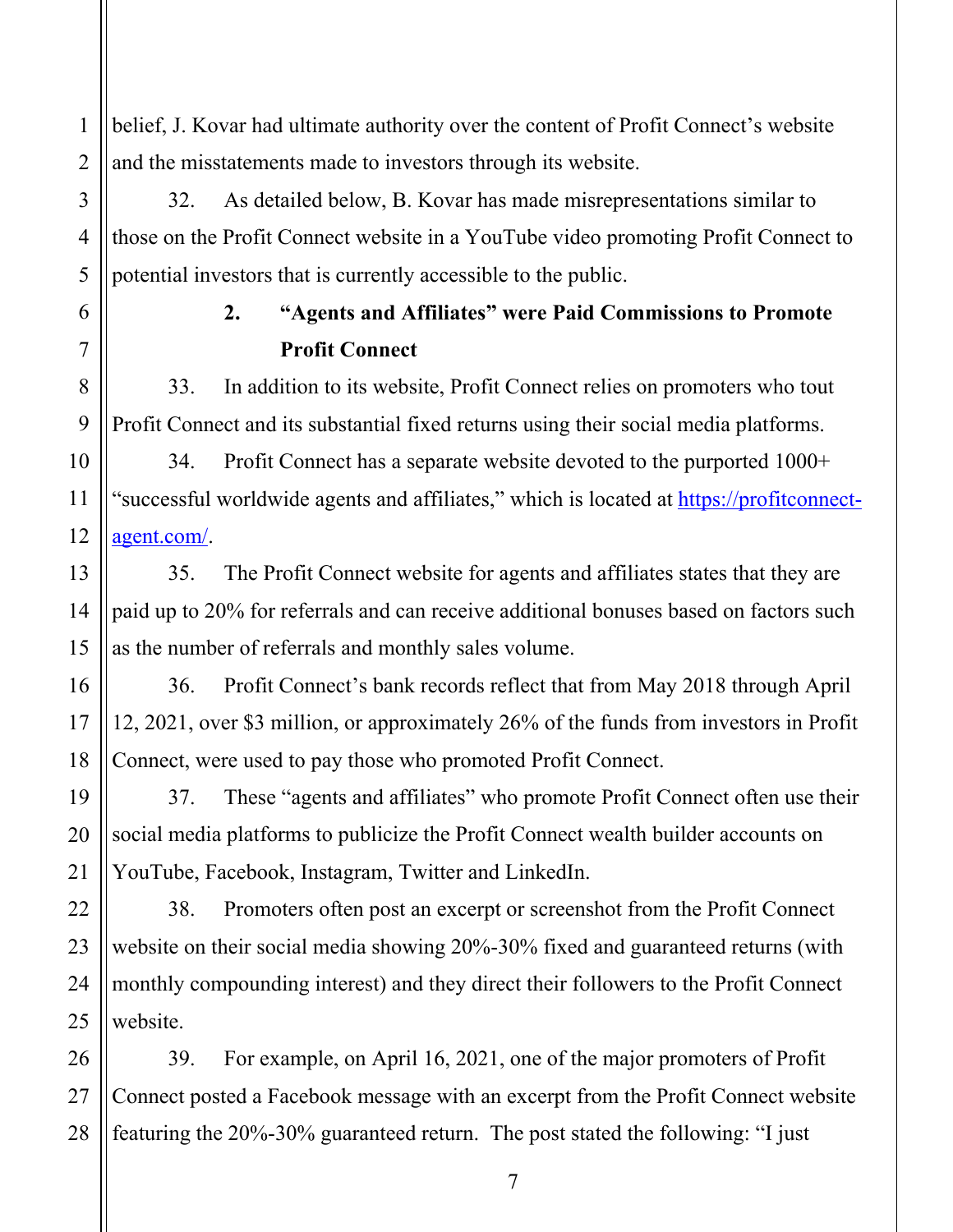belief, J. Kovar had ultimate authority over the content of Profit Connect's website and the misstatements made to investors through its website.

32. As detailed below, B. Kovar has made misrepresentations similar to those on the Profit Connect website in a YouTube video promoting Profit Connect to potential investors that is currently accessible to the public.

### 2. "Agents and Affiliates" were Paid Commissions to Promote Profit Connect

33. In addition to its website, Profit Connect relies on promoters who tout Profit Connect and its substantial fixed returns using their social media platforms.

34. Profit Connect has a separate website devoted to the purported 1000+ "successful worldwide agents and affiliates," which is located at https://profitconnect-agent.com/.

35. The Profit Connect website for agents and affiliates states that they are paid up to 20% for referrals and can receive additional bonuses based on factors such as the number of referrals and monthly sales volume.

36. Profit Connect's bank records reflect that from May 2018 through April 12, 2021, over $3 million, or approximately 26% of the funds from investors in Profit Connect, were used to pay those who promoted Profit Connect.

37. These "agents and affiliates" who promote Profit Connect often use their social media platforms to publicize the Profit Connect wealth builder accounts on YouTube, Facebook, Instagram, Twitter and LinkedIn.

38. Promoters often post an excerpt or screenshot from the Profit Connect website on their social media showing 20%-30% fixed and guaranteed returns (with monthly compounding interest) and they direct their followers to the Profit Connect website.

39. For example, on April 16, 2021, one of the major promoters of Profit Connect posted a Facebook message with an excerpt from the Profit Connect website featuring the 20%-30% guaranteed return. The post stated the following: "I just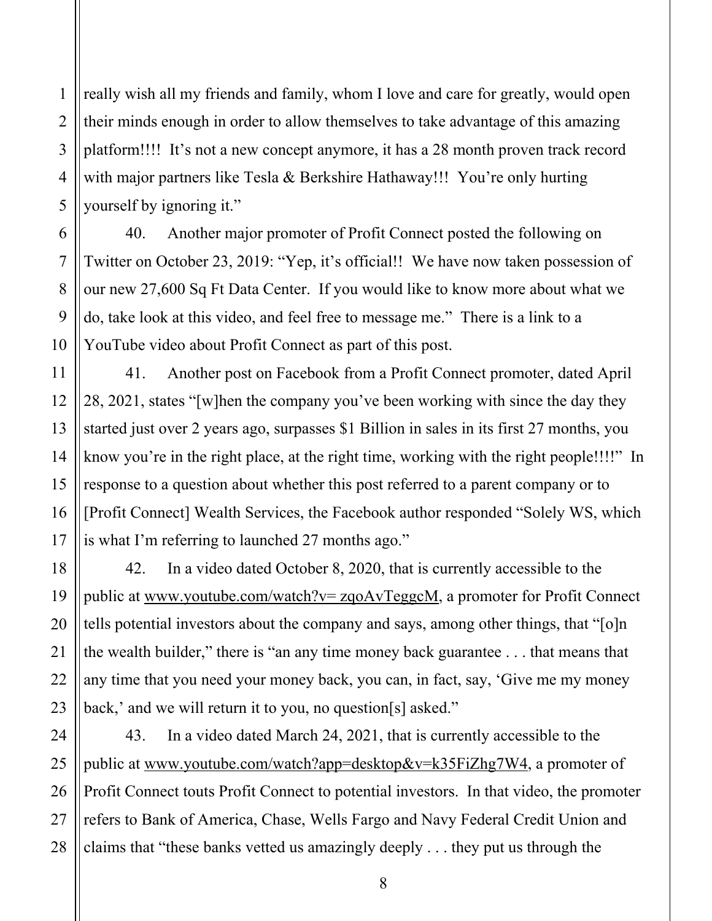really wish all my friends and family, whom I love and care for greatly, would open their minds enough in order to allow themselves to take advantage of this amazing platform!!!! It's not a new concept anymore, it has a 28 month proven track record with major partners like Tesla & Berkshire Hathaway!!! You're only hurting yourself by ignoring it."

40. Another major promoter of Profit Connect posted the following on Twitter on October 23, 2019: "Yep, it's official!! We have now taken possession of our new 27,600 Sq Ft Data Center. If you would like to know more about what we do, take look at this video, and feel free to message me." There is a link to a YouTube video about Profit Connect as part of this post.

41. Another post on Facebook from a Profit Connect promoter, dated April 28, 2021, states "[w]hen the company you've been working with since the day they started just over 2 years ago, surpasses $1 Billion in sales in its first 27 months, you know you're in the right place, at the right time, working with the right people!!!!" In response to a question about whether this post referred to a parent company or to [Profit Connect] Wealth Services, the Facebook author responded "Solely WS, which is what I'm referring to launched 27 months ago."

42. In a video dated October 8, 2020, that is currently accessible to the public at www.youtube.com/watch?v= zqoAvTeggcM, a promoter for Profit Connect tells potential investors about the company and says, among other things, that "[o]n the wealth builder," there is "an any time money back guarantee . . . that means that any time that you need your money back, you can, in fact, say, 'Give me my money back,' and we will return it to you, no question[s] asked."

43. In a video dated March 24, 2021, that is currently accessible to the public at www.youtube.com/watch?app=desktop&v=k35FiZhg7W4, a promoter of Profit Connect touts Profit Connect to potential investors. In that video, the promoter refers to Bank of America, Chase, Wells Fargo and Navy Federal Credit Union and claims that "these banks vetted us amazingly deeply . . . they put us through the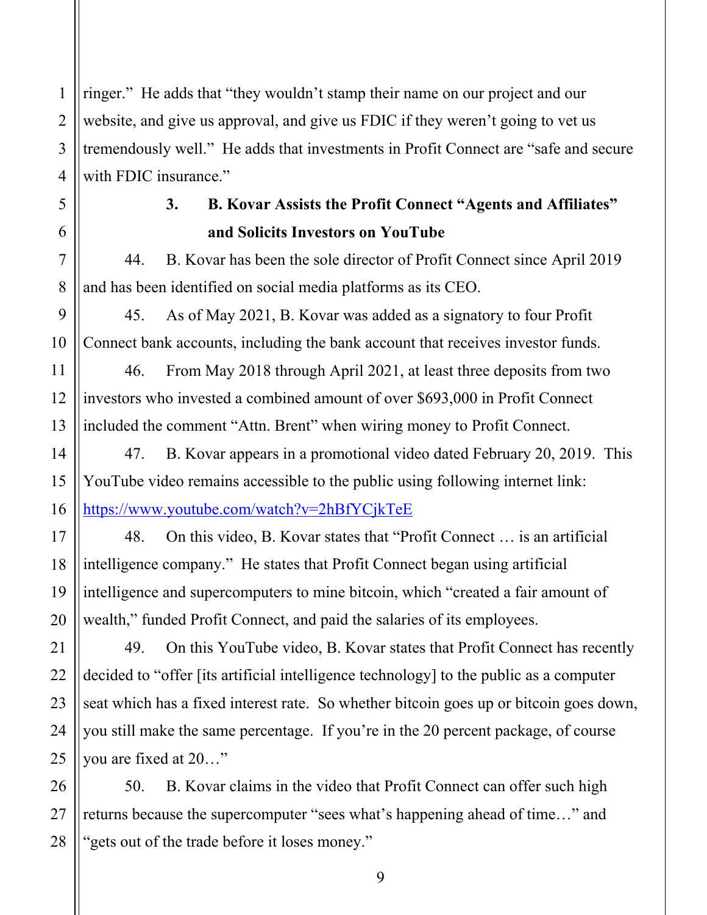ringer." He adds that "they wouldn't stamp their name on our project and our website, and give us approval, and give us FDIC if they weren't going to vet us tremendously well." He adds that investments in Profit Connect are "safe and secure with FDIC insurance."

### 3. B. Kovar Assists the Profit Connect "Agents and Affiliates" and Solicits Investors on YouTube

44. B. Kovar has been the sole director of Profit Connect since April 2019 and has been identified on social media platforms as its CEO.

45. As of May 2021, B. Kovar was added as a signatory to four Profit Connect bank accounts, including the bank account that receives investor funds.

46. From May 2018 through April 2021, at least three deposits from two investors who invested a combined amount of over $693,000 in Profit Connect included the comment "Attn. Brent" when wiring money to Profit Connect.

47. B. Kovar appears in a promotional video dated February 20, 2019. This YouTube video remains accessible to the public using following internet link: https://www.youtube.com/watch?v=2hBfYCjkTeE

48. On this video, B. Kovar states that "Profit Connect … is an artificial intelligence company." He states that Profit Connect began using artificial intelligence and supercomputers to mine bitcoin, which "created a fair amount of wealth," funded Profit Connect, and paid the salaries of its employees.

49. On this YouTube video, B. Kovar states that Profit Connect has recently decided to "offer [its artificial intelligence technology] to the public as a computer seat which has a fixed interest rate. So whether bitcoin goes up or bitcoin goes down, you still make the same percentage. If you're in the 20 percent package, of course you are fixed at 20…"

50. B. Kovar claims in the video that Profit Connect can offer such high returns because the supercomputer "sees what's happening ahead of time…" and "gets out of the trade before it loses money."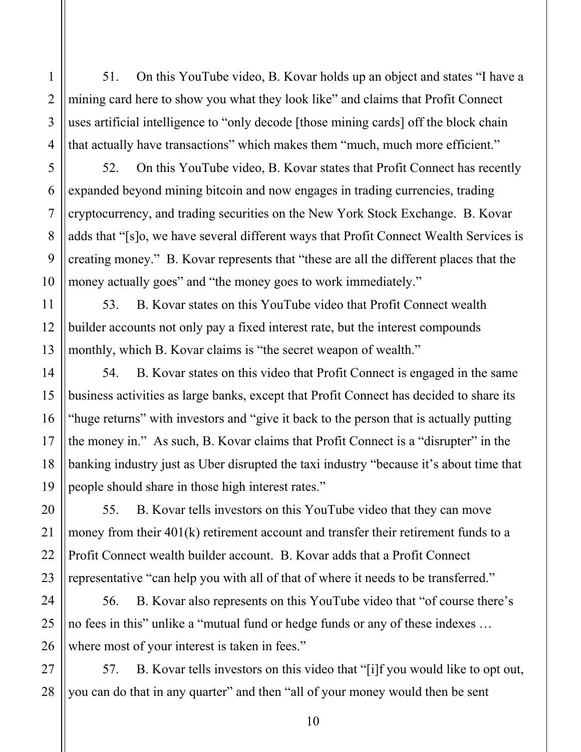51. On this YouTube video, B. Kovar holds up an object and states "I have a mining card here to show you what they look like" and claims that Profit Connect uses artificial intelligence to "only decode [those mining cards] off the block chain that actually have transactions" which makes them "much, much more efficient."

52. On this YouTube video, B. Kovar states that Profit Connect has recently expanded beyond mining bitcoin and now engages in trading currencies, trading cryptocurrency, and trading securities on the New York Stock Exchange. B. Kovar adds that "[s]o, we have several different ways that Profit Connect Wealth Services is creating money." B. Kovar represents that "these are all the different places that the money actually goes" and "the money goes to work immediately."

53. B. Kovar states on this YouTube video that Profit Connect wealth builder accounts not only pay a fixed interest rate, but the interest compounds monthly, which B. Kovar claims is "the secret weapon of wealth."

54. B. Kovar states on this video that Profit Connect is engaged in the same business activities as large banks, except that Profit Connect has decided to share its "huge returns" with investors and "give it back to the person that is actually putting the money in." As such, B. Kovar claims that Profit Connect is a "disrupter" in the banking industry just as Uber disrupted the taxi industry "because it's about time that people should share in those high interest rates."

55. B. Kovar tells investors on this YouTube video that they can move money from their 401(k) retirement account and transfer their retirement funds to a Profit Connect wealth builder account. B. Kovar adds that a Profit Connect representative "can help you with all of that of where it needs to be transferred."

56. B. Kovar also represents on this YouTube video that "of course there's no fees in this" unlike a "mutual fund or hedge funds or any of these indexes … where most of your interest is taken in fees."

57. B. Kovar tells investors on this video that "[i]f you would like to opt out, you can do that in any quarter" and then "all of your money would then be sent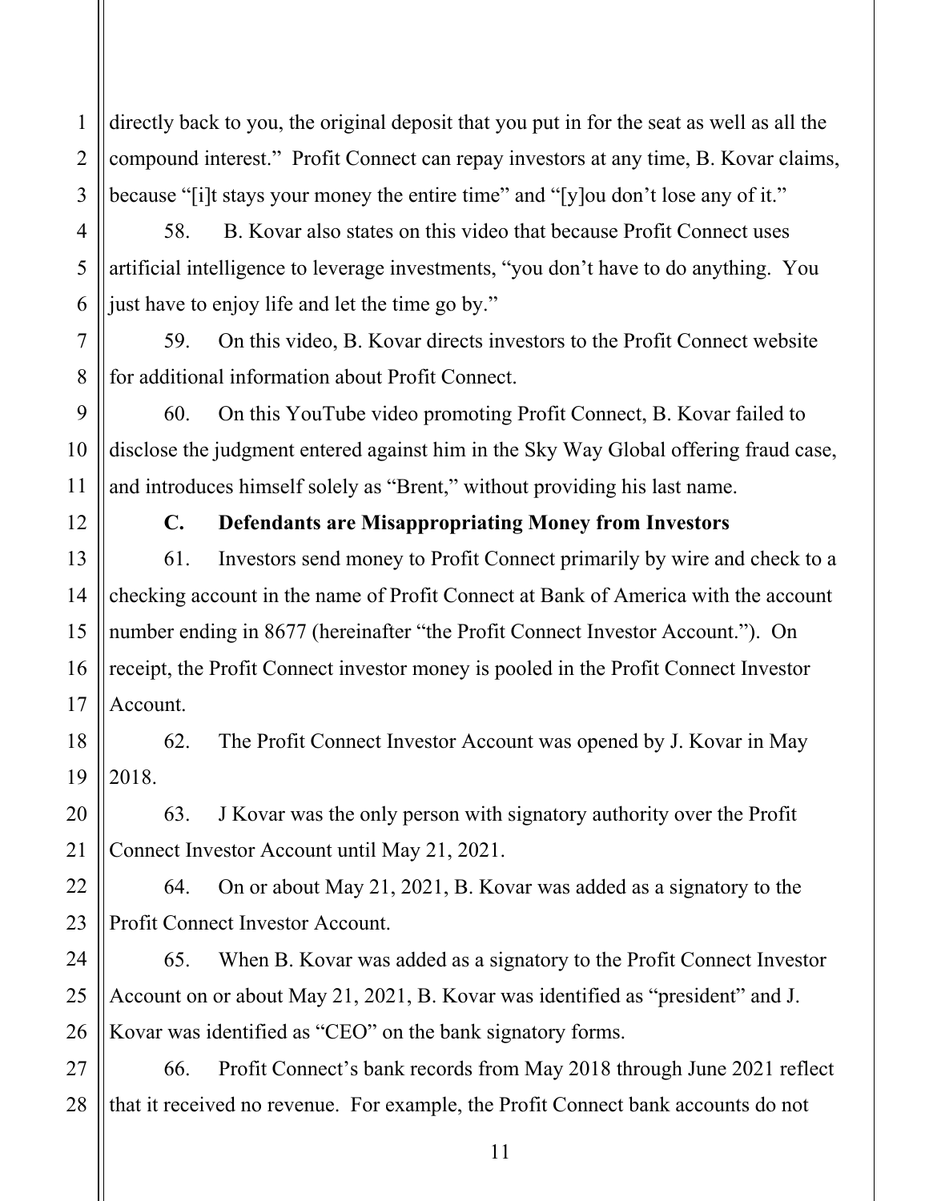directly back to you, the original deposit that you put in for the seat as well as all the compound interest." Profit Connect can repay investors at any time, B. Kovar claims, because "[i]t stays your money the entire time" and "[y]ou don't lose any of it."

58. B. Kovar also states on this video that because Profit Connect uses artificial intelligence to leverage investments, "you don't have to do anything. You just have to enjoy life and let the time go by."

59. On this video, B. Kovar directs investors to the Profit Connect website for additional information about Profit Connect.

60. On this YouTube video promoting Profit Connect, B. Kovar failed to disclose the judgment entered against him in the Sky Way Global offering fraud case, and introduces himself solely as "Brent," without providing his last name.

### C. Defendants are Misappropriating Money from Investors

61. Investors send money to Profit Connect primarily by wire and check to a checking account in the name of Profit Connect at Bank of America with the account number ending in 8677 (hereinafter "the Profit Connect Investor Account."). On receipt, the Profit Connect investor money is pooled in the Profit Connect Investor Account.

62. The Profit Connect Investor Account was opened by J. Kovar in May 2018.

63. J Kovar was the only person with signatory authority over the Profit Connect Investor Account until May 21, 2021.

64. On or about May 21, 2021, B. Kovar was added as a signatory to the Profit Connect Investor Account.

65. When B. Kovar was added as a signatory to the Profit Connect Investor Account on or about May 21, 2021, B. Kovar was identified as "president" and J. Kovar was identified as "CEO" on the bank signatory forms.

66. Profit Connect's bank records from May 2018 through June 2021 reflect that it received no revenue. For example, the Profit Connect bank accounts do not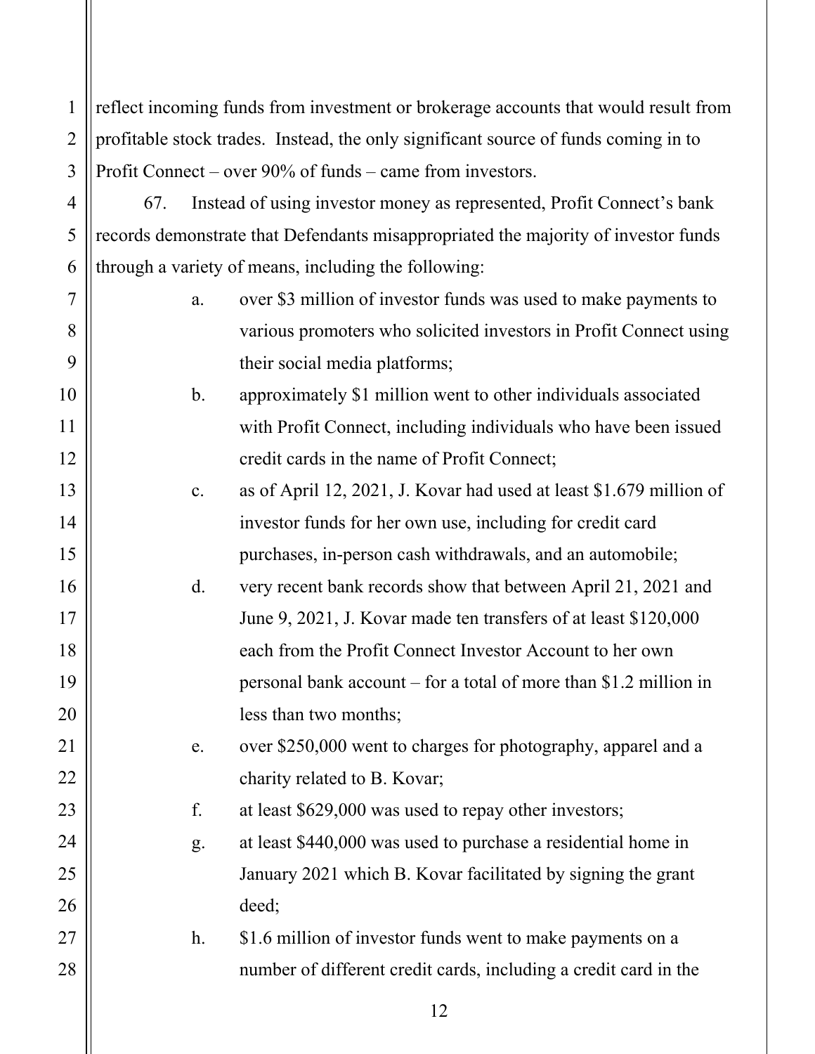reflect incoming funds from investment or brokerage accounts that would result from profitable stock trades. Instead, the only significant source of funds coming in to Profit Connect – over 90% of funds – came from investors.

67. Instead of using investor money as represented, Profit Connect's bank records demonstrate that Defendants misappropriated the majority of investor funds through a variety of means, including the following:

a. over $3 million of investor funds was used to make payments to various promoters who solicited investors in Profit Connect using their social media platforms;

b. approximately $1 million went to other individuals associated with Profit Connect, including individuals who have been issued credit cards in the name of Profit Connect;

c. as of April 12, 2021, J. Kovar had used at least $1.679 million of investor funds for her own use, including for credit card purchases, in-person cash withdrawals, and an automobile;

d. very recent bank records show that between April 21, 2021 and June 9, 2021, J. Kovar made ten transfers of at least $120,000 each from the Profit Connect Investor Account to her own personal bank account – for a total of more than $1.2 million in less than two months;

e. over $250,000 went to charges for photography, apparel and a charity related to B. Kovar;

f. at least $629,000 was used to repay other investors;

g. at least $440,000 was used to purchase a residential home in January 2021 which B. Kovar facilitated by signing the grant deed;

h. $1.6 million of investor funds went to make payments on a number of different credit cards, including a credit card in the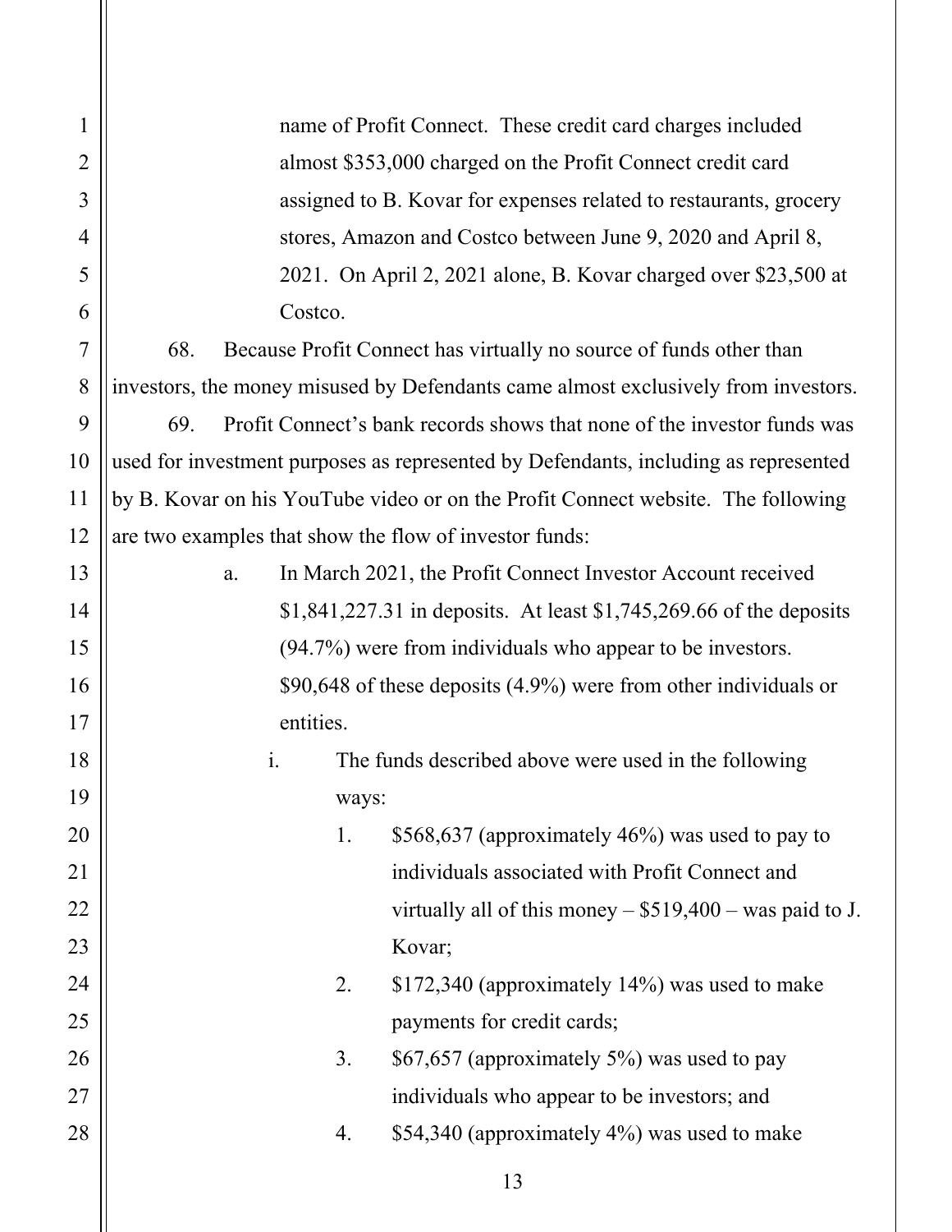name of Profit Connect. These credit card charges included almost $353,000 charged on the Profit Connect credit card assigned to B. Kovar for expenses related to restaurants, grocery stores, Amazon and Costco between June 9, 2020 and April 8, 2021. On April 2, 2021 alone, B. Kovar charged over $23,500 at Costco.

68. Because Profit Connect has virtually no source of funds other than investors, the money misused by Defendants came almost exclusively from investors.

69. Profit Connect's bank records shows that none of the investor funds was used for investment purposes as represented by Defendants, including as represented by B. Kovar on his YouTube video or on the Profit Connect website. The following are two examples that show the flow of investor funds:

a. In March 2021, the Profit Connect Investor Account received $1,841,227.31 in deposits. At least $1,745,269.66 of the deposits (94.7%) were from individuals who appear to be investors. $90,648 of these deposits (4.9%) were from other individuals or entities.

i. The funds described above were used in the following ways:

1. $568,637 (approximately 46%) was used to pay to individuals associated with Profit Connect and virtually all of this money – $519,400 – was paid to J. Kovar;

2. $172,340 (approximately 14%) was used to make payments for credit cards;

3. $67,657 (approximately 5%) was used to pay individuals who appear to be investors; and

4. $54,340 (approximately 4%) was used to make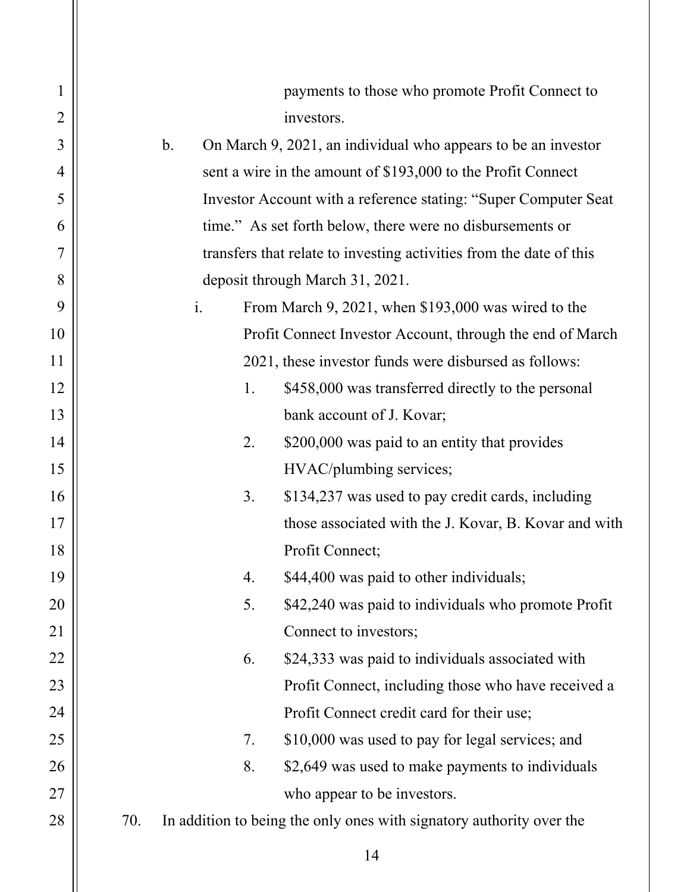payments to those who promote Profit Connect to investors.

b. On March 9, 2021, an individual who appears to be an investor sent a wire in the amount of $193,000 to the Profit Connect Investor Account with a reference stating: "Super Computer Seat time." As set forth below, there were no disbursements or transfers that relate to investing activities from the date of this deposit through March 31, 2021.

   i. From March 9, 2021, when $193,000 was wired to the Profit Connect Investor Account, through the end of March 2021, these investor funds were disbursed as follows:

      1. $458,000 was transferred directly to the personal bank account of J. Kovar;
      2. $200,000 was paid to an entity that provides HVAC/plumbing services;
      3. $134,237 was used to pay credit cards, including those associated with the J. Kovar, B. Kovar and with Profit Connect;
      4. $44,400 was paid to other individuals;
      5. $42,240 was paid to individuals who promote Profit Connect to investors;
      6. $24,333 was paid to individuals associated with Profit Connect, including those who have received a Profit Connect credit card for their use;
      7. $10,000 was used to pay for legal services; and
      8. $2,649 was used to make payments to individuals who appear to be investors.

70. In addition to being the only ones with signatory authority over the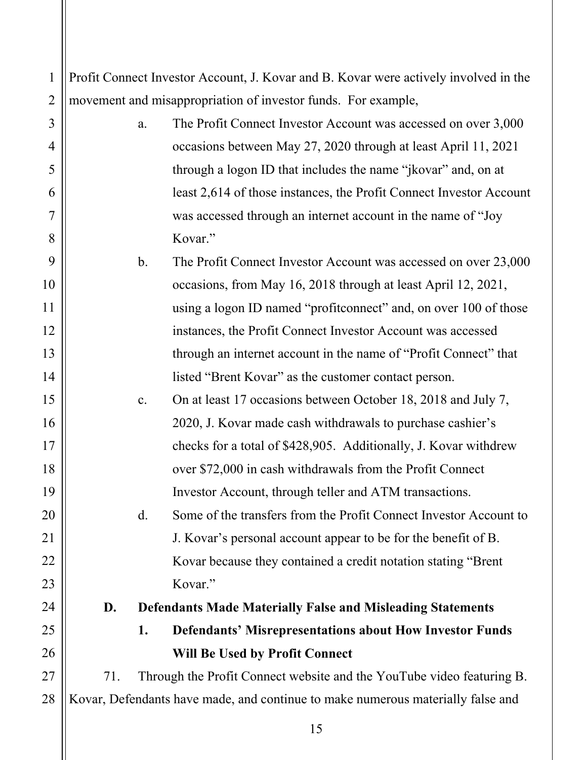Profit Connect Investor Account, J. Kovar and B. Kovar were actively involved in the movement and misappropriation of investor funds. For example,

a. The Profit Connect Investor Account was accessed on over 3,000 occasions between May 27, 2020 through at least April 11, 2021 through a logon ID that includes the name "jkovar" and, on at least 2,614 of those instances, the Profit Connect Investor Account was accessed through an internet account in the name of "Joy Kovar."

b. The Profit Connect Investor Account was accessed on over 23,000 occasions, from May 16, 2018 through at least April 12, 2021, using a logon ID named "profitconnect" and, on over 100 of those instances, the Profit Connect Investor Account was accessed through an internet account in the name of "Profit Connect" that listed "Brent Kovar" as the customer contact person.

c. On at least 17 occasions between October 18, 2018 and July 7, 2020, J. Kovar made cash withdrawals to purchase cashier's checks for a total of $428,905. Additionally, J. Kovar withdrew over $72,000 in cash withdrawals from the Profit Connect Investor Account, through teller and ATM transactions.

d. Some of the transfers from the Profit Connect Investor Account to J. Kovar's personal account appear to be for the benefit of B. Kovar because they contained a credit notation stating "Brent Kovar."

### D. Defendants Made Materially False and Misleading Statements

#### 1. Defendants' Misrepresentations about How Investor Funds Will Be Used by Profit Connect

71. Through the Profit Connect website and the YouTube video featuring B. Kovar, Defendants have made, and continue to make numerous materially false and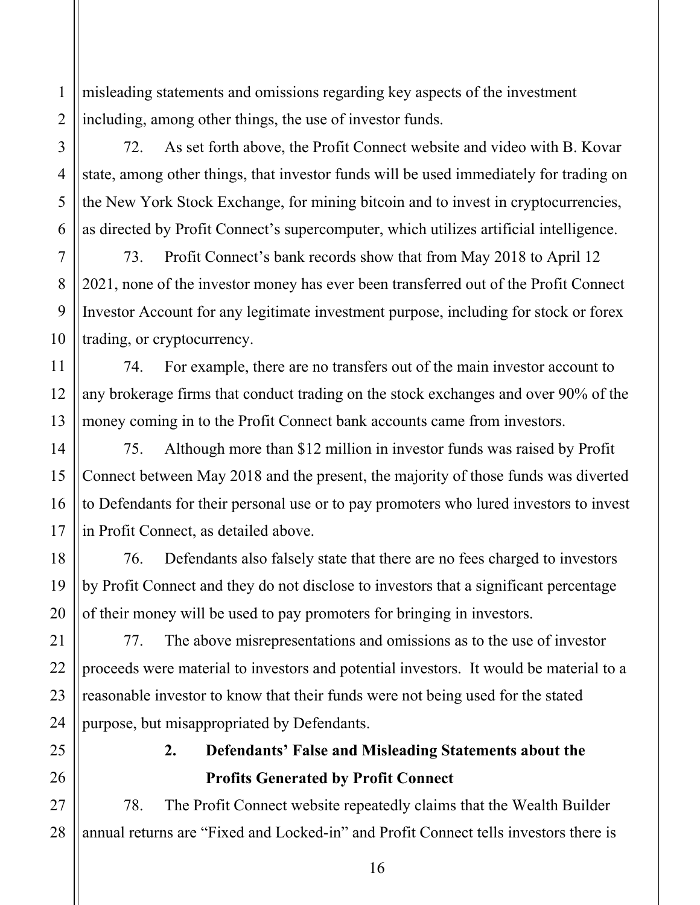misleading statements and omissions regarding key aspects of the investment including, among other things, the use of investor funds.

72. As set forth above, the Profit Connect website and video with B. Kovar state, among other things, that investor funds will be used immediately for trading on the New York Stock Exchange, for mining bitcoin and to invest in cryptocurrencies, as directed by Profit Connect's supercomputer, which utilizes artificial intelligence.

73. Profit Connect's bank records show that from May 2018 to April 12 2021, none of the investor money has ever been transferred out of the Profit Connect Investor Account for any legitimate investment purpose, including for stock or forex trading, or cryptocurrency.

74. For example, there are no transfers out of the main investor account to any brokerage firms that conduct trading on the stock exchanges and over 90% of the money coming in to the Profit Connect bank accounts came from investors.

75. Although more than $12 million in investor funds was raised by Profit Connect between May 2018 and the present, the majority of those funds was diverted to Defendants for their personal use or to pay promoters who lured investors to invest in Profit Connect, as detailed above.

76. Defendants also falsely state that there are no fees charged to investors by Profit Connect and they do not disclose to investors that a significant percentage of their money will be used to pay promoters for bringing in investors.

77. The above misrepresentations and omissions as to the use of investor proceeds were material to investors and potential investors. It would be material to a reasonable investor to know that their funds were not being used for the stated purpose, but misappropriated by Defendants.

### 2. Defendants' False and Misleading Statements about the Profits Generated by Profit Connect

78. The Profit Connect website repeatedly claims that the Wealth Builder annual returns are "Fixed and Locked-in" and Profit Connect tells investors there is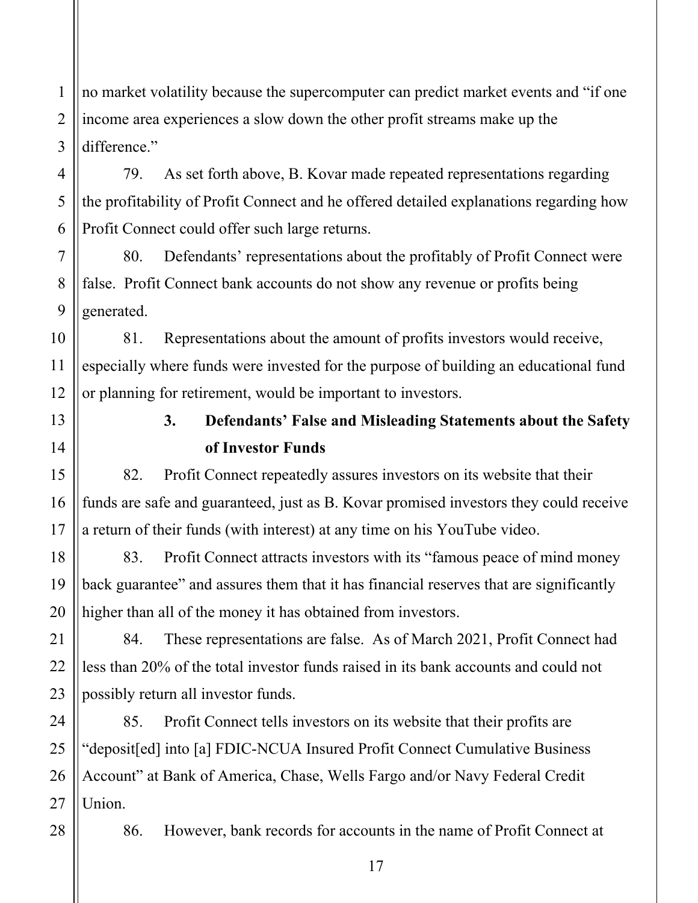no market volatility because the supercomputer can predict market events and "if one income area experiences a slow down the other profit streams make up the difference."

79. As set forth above, B. Kovar made repeated representations regarding the profitability of Profit Connect and he offered detailed explanations regarding how Profit Connect could offer such large returns.

80. Defendants' representations about the profitably of Profit Connect were false. Profit Connect bank accounts do not show any revenue or profits being generated.

81. Representations about the amount of profits investors would receive, especially where funds were invested for the purpose of building an educational fund or planning for retirement, would be important to investors.

### 3. Defendants' False and Misleading Statements about the Safety of Investor Funds

82. Profit Connect repeatedly assures investors on its website that their funds are safe and guaranteed, just as B. Kovar promised investors they could receive a return of their funds (with interest) at any time on his YouTube video.

83. Profit Connect attracts investors with its "famous peace of mind money back guarantee" and assures them that it has financial reserves that are significantly higher than all of the money it has obtained from investors.

84. These representations are false. As of March 2021, Profit Connect had less than 20% of the total investor funds raised in its bank accounts and could not possibly return all investor funds.

85. Profit Connect tells investors on its website that their profits are "deposit[ed] into [a] FDIC-NCUA Insured Profit Connect Cumulative Business Account" at Bank of America, Chase, Wells Fargo and/or Navy Federal Credit Union.

86. However, bank records for accounts in the name of Profit Connect at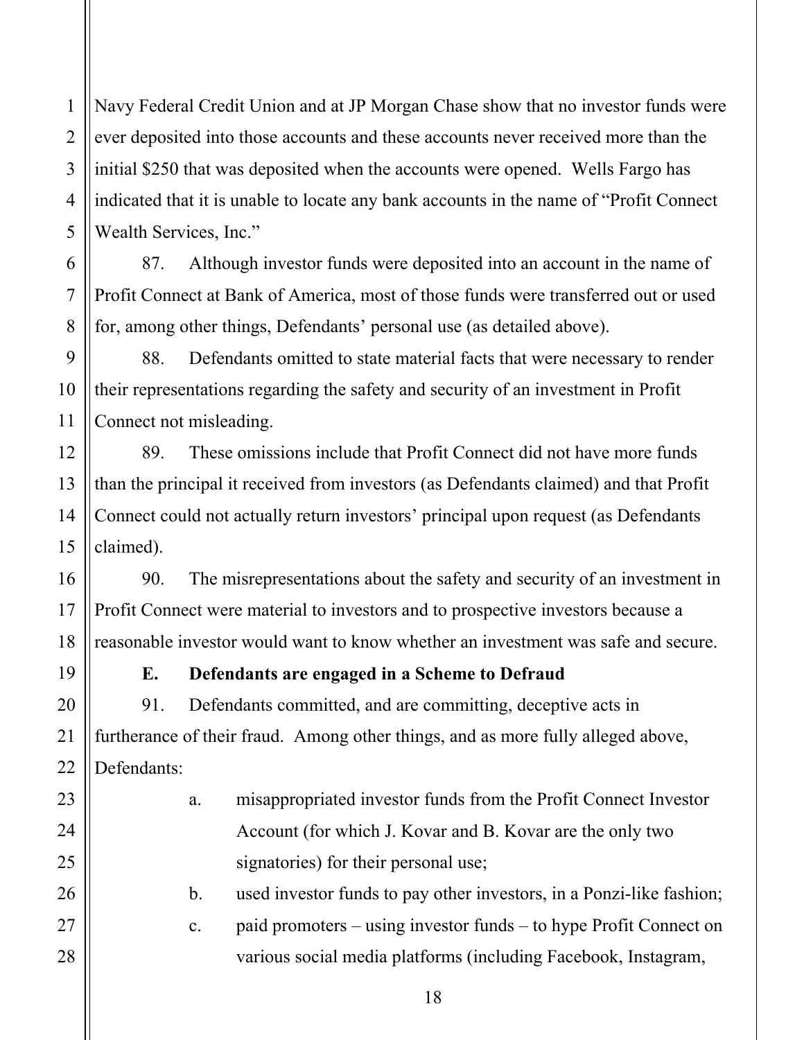Navy Federal Credit Union and at JP Morgan Chase show that no investor funds were ever deposited into those accounts and these accounts never received more than the initial $250 that was deposited when the accounts were opened. Wells Fargo has indicated that it is unable to locate any bank accounts in the name of "Profit Connect Wealth Services, Inc."

87. Although investor funds were deposited into an account in the name of Profit Connect at Bank of America, most of those funds were transferred out or used for, among other things, Defendants' personal use (as detailed above).

88. Defendants omitted to state material facts that were necessary to render their representations regarding the safety and security of an investment in Profit Connect not misleading.

89. These omissions include that Profit Connect did not have more funds than the principal it received from investors (as Defendants claimed) and that Profit Connect could not actually return investors' principal upon request (as Defendants claimed).

90. The misrepresentations about the safety and security of an investment in Profit Connect were material to investors and to prospective investors because a reasonable investor would want to know whether an investment was safe and secure.

**E. Defendants are engaged in a Scheme to Defraud**

91. Defendants committed, and are committing, deceptive acts in furtherance of their fraud. Among other things, and as more fully alleged above, Defendants:

a. misappropriated investor funds from the Profit Connect Investor Account (for which J. Kovar and B. Kovar are the only two signatories) for their personal use;

b. used investor funds to pay other investors, in a Ponzi-like fashion;

c. paid promoters – using investor funds – to hype Profit Connect on various social media platforms (including Facebook, Instagram,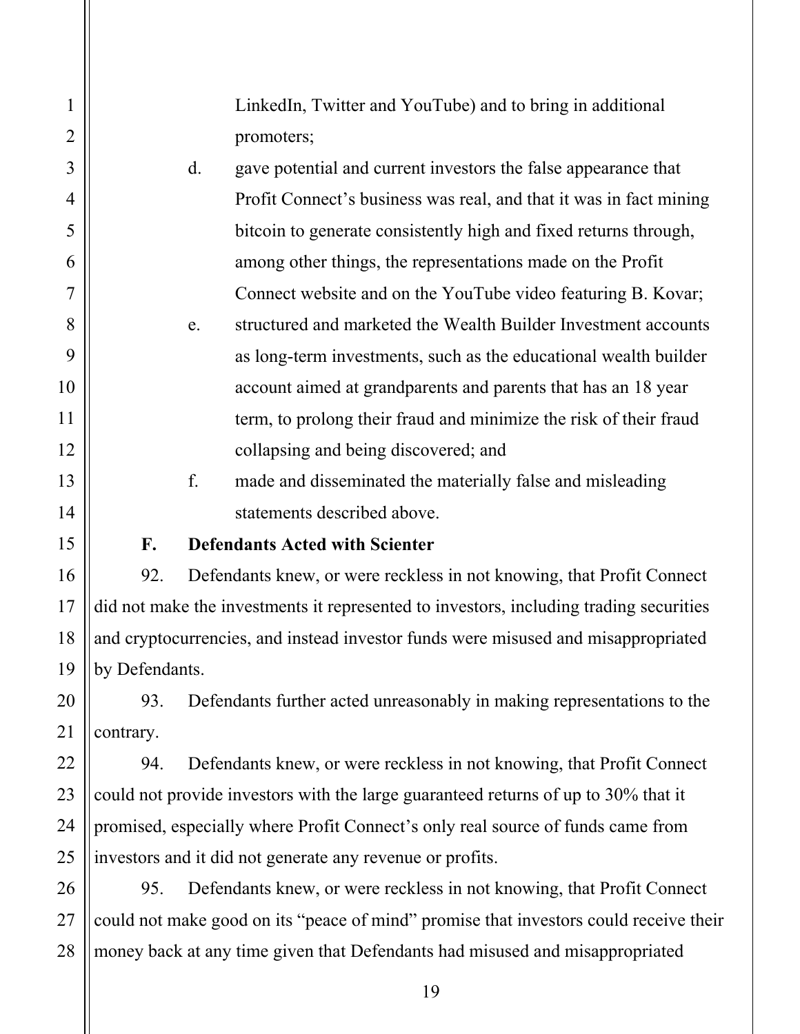LinkedIn, Twitter and YouTube) and to bring in additional promoters;

d. gave potential and current investors the false appearance that Profit Connect's business was real, and that it was in fact mining bitcoin to generate consistently high and fixed returns through, among other things, the representations made on the Profit Connect website and on the YouTube video featuring B. Kovar;

e. structured and marketed the Wealth Builder Investment accounts as long-term investments, such as the educational wealth builder account aimed at grandparents and parents that has an 18 year term, to prolong their fraud and minimize the risk of their fraud collapsing and being discovered; and

f. made and disseminated the materially false and misleading statements described above.

### F. Defendants Acted with Scienter

92. Defendants knew, or were reckless in not knowing, that Profit Connect did not make the investments it represented to investors, including trading securities and cryptocurrencies, and instead investor funds were misused and misappropriated by Defendants.

93. Defendants further acted unreasonably in making representations to the contrary.

94. Defendants knew, or were reckless in not knowing, that Profit Connect could not provide investors with the large guaranteed returns of up to 30% that it promised, especially where Profit Connect's only real source of funds came from investors and it did not generate any revenue or profits.

95. Defendants knew, or were reckless in not knowing, that Profit Connect could not make good on its "peace of mind" promise that investors could receive their money back at any time given that Defendants had misused and misappropriated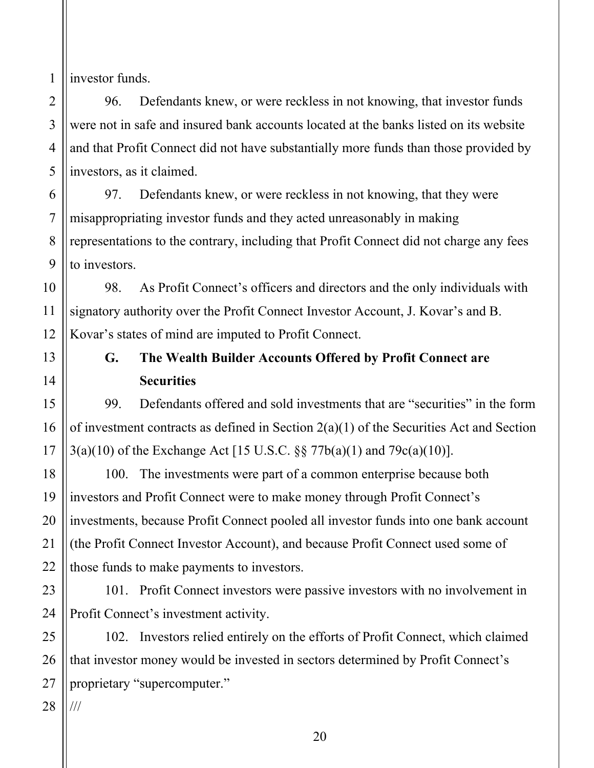investor funds.

96. Defendants knew, or were reckless in not knowing, that investor funds were not in safe and insured bank accounts located at the banks listed on its website and that Profit Connect did not have substantially more funds than those provided by investors, as it claimed.

97. Defendants knew, or were reckless in not knowing, that they were misappropriating investor funds and they acted unreasonably in making representations to the contrary, including that Profit Connect did not charge any fees to investors.

98. As Profit Connect's officers and directors and the only individuals with signatory authority over the Profit Connect Investor Account, J. Kovar's and B. Kovar's states of mind are imputed to Profit Connect.

### G. The Wealth Builder Accounts Offered by Profit Connect are Securities

99. Defendants offered and sold investments that are "securities" in the form of investment contracts as defined in Section 2(a)(1) of the Securities Act and Section 3(a)(10) of the Exchange Act [15 U.S.C. §§ 77b(a)(1) and 79c(a)(10)].

100. The investments were part of a common enterprise because both investors and Profit Connect were to make money through Profit Connect's investments, because Profit Connect pooled all investor funds into one bank account (the Profit Connect Investor Account), and because Profit Connect used some of those funds to make payments to investors.

101. Profit Connect investors were passive investors with no involvement in Profit Connect's investment activity.

102. Investors relied entirely on the efforts of Profit Connect, which claimed that investor money would be invested in sectors determined by Profit Connect's proprietary "supercomputer."

///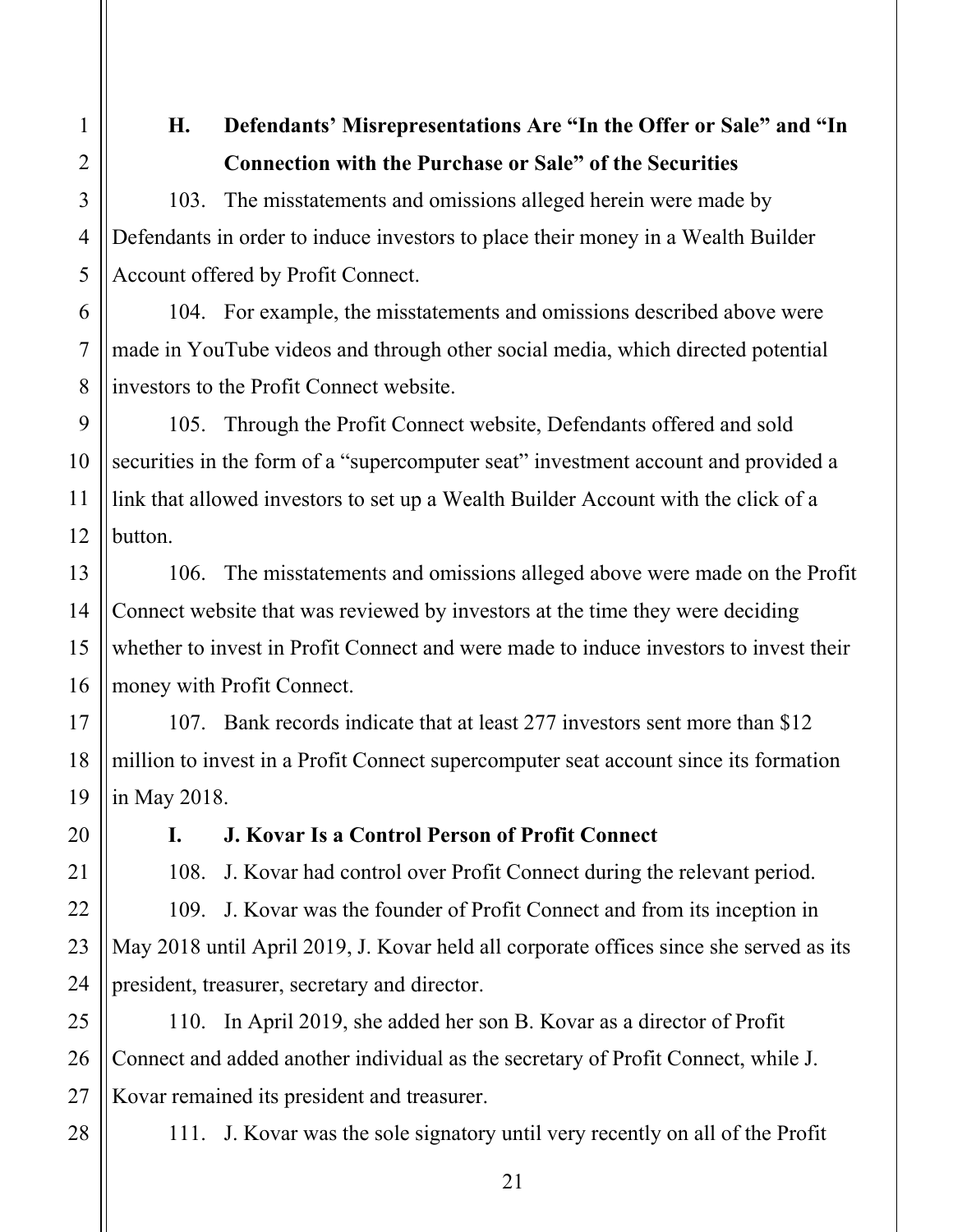### H. Defendants' Misrepresentations Are "In the Offer or Sale" and "In Connection with the Purchase or Sale" of the Securities

103. The misstatements and omissions alleged herein were made by Defendants in order to induce investors to place their money in a Wealth Builder Account offered by Profit Connect.

104. For example, the misstatements and omissions described above were made in YouTube videos and through other social media, which directed potential investors to the Profit Connect website.

105. Through the Profit Connect website, Defendants offered and sold securities in the form of a "supercomputer seat" investment account and provided a link that allowed investors to set up a Wealth Builder Account with the click of a button.

106. The misstatements and omissions alleged above were made on the Profit Connect website that was reviewed by investors at the time they were deciding whether to invest in Profit Connect and were made to induce investors to invest their money with Profit Connect.

107. Bank records indicate that at least 277 investors sent more than $12 million to invest in a Profit Connect supercomputer seat account since its formation in May 2018.

### I. J. Kovar Is a Control Person of Profit Connect

108. J. Kovar had control over Profit Connect during the relevant period.

109. J. Kovar was the founder of Profit Connect and from its inception in May 2018 until April 2019, J. Kovar held all corporate offices since she served as its president, treasurer, secretary and director.

110. In April 2019, she added her son B. Kovar as a director of Profit Connect and added another individual as the secretary of Profit Connect, while J. Kovar remained its president and treasurer.

111. J. Kovar was the sole signatory until very recently on all of the Profit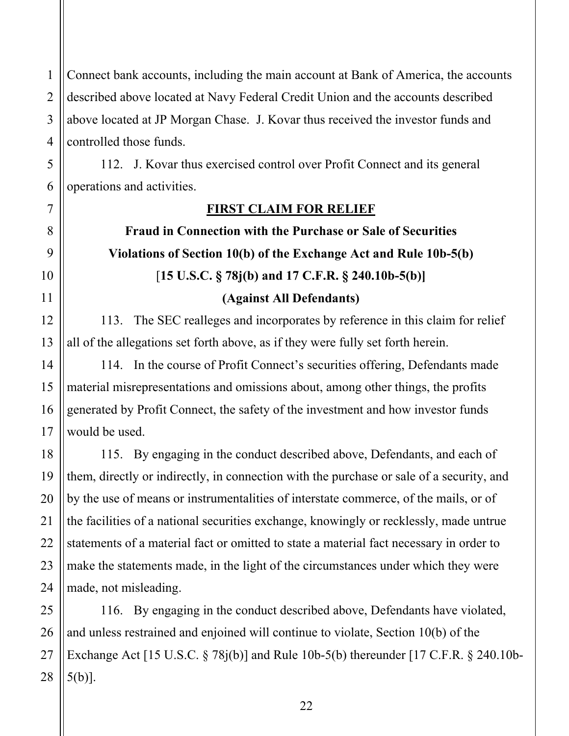Connect bank accounts, including the main account at Bank of America, the accounts described above located at Navy Federal Credit Union and the accounts described above located at JP Morgan Chase. J. Kovar thus received the investor funds and controlled those funds.

112. J. Kovar thus exercised control over Profit Connect and its general operations and activities.

**FIRST CLAIM FOR RELIEF**

**Fraud in Connection with the Purchase or Sale of Securities**

**Violations of Section 10(b) of the Exchange Act and Rule 10b-5(b)**

**[15 U.S.C. § 78j(b) and 17 C.F.R. § 240.10b-5(b)]**

**(Against All Defendants)**

113. The SEC realleges and incorporates by reference in this claim for relief all of the allegations set forth above, as if they were fully set forth herein.

114. In the course of Profit Connect's securities offering, Defendants made material misrepresentations and omissions about, among other things, the profits generated by Profit Connect, the safety of the investment and how investor funds would be used.

115. By engaging in the conduct described above, Defendants, and each of them, directly or indirectly, in connection with the purchase or sale of a security, and by the use of means or instrumentalities of interstate commerce, of the mails, or of the facilities of a national securities exchange, knowingly or recklessly, made untrue statements of a material fact or omitted to state a material fact necessary in order to make the statements made, in the light of the circumstances under which they were made, not misleading.

116. By engaging in the conduct described above, Defendants have violated, and unless restrained and enjoined will continue to violate, Section 10(b) of the Exchange Act [15 U.S.C. § 78j(b)] and Rule 10b-5(b) thereunder [17 C.F.R. § 240.10b-5(b)].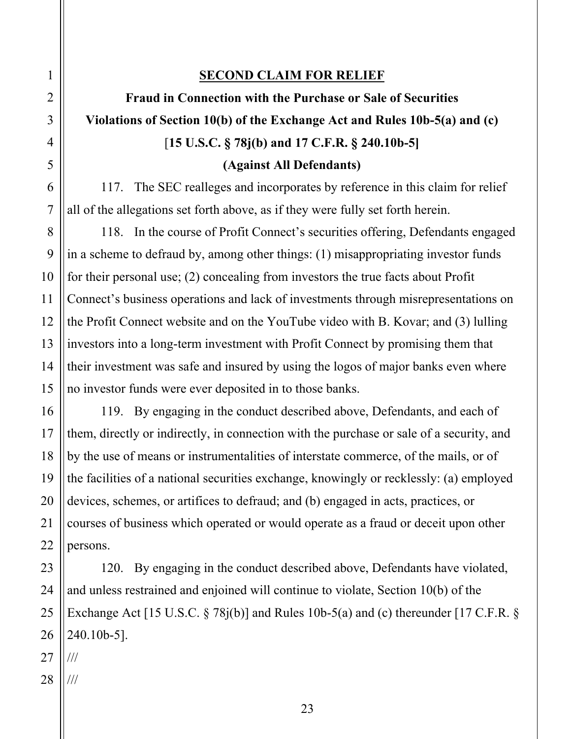**SECOND CLAIM FOR RELIEF**

**Fraud in Connection with the Purchase or Sale of Securities**

**Violations of Section 10(b) of the Exchange Act and Rules 10b-5(a) and (c)**

**[15 U.S.C. § 78j(b) and 17 C.F.R. § 240.10b-5]**

**(Against All Defendants)**

117. The SEC realleges and incorporates by reference in this claim for relief all of the allegations set forth above, as if they were fully set forth herein.

118. In the course of Profit Connect's securities offering, Defendants engaged in a scheme to defraud by, among other things: (1) misappropriating investor funds for their personal use; (2) concealing from investors the true facts about Profit Connect's business operations and lack of investments through misrepresentations on the Profit Connect website and on the YouTube video with B. Kovar; and (3) lulling investors into a long-term investment with Profit Connect by promising them that their investment was safe and insured by using the logos of major banks even where no investor funds were ever deposited in to those banks.

119. By engaging in the conduct described above, Defendants, and each of them, directly or indirectly, in connection with the purchase or sale of a security, and by the use of means or instrumentalities of interstate commerce, of the mails, or of the facilities of a national securities exchange, knowingly or recklessly: (a) employed devices, schemes, or artifices to defraud; and (b) engaged in acts, practices, or courses of business which operated or would operate as a fraud or deceit upon other persons.

120. By engaging in the conduct described above, Defendants have violated, and unless restrained and enjoined will continue to violate, Section 10(b) of the Exchange Act [15 U.S.C. § 78j(b)] and Rules 10b-5(a) and (c) thereunder [17 C.F.R. § 240.10b-5].

///

///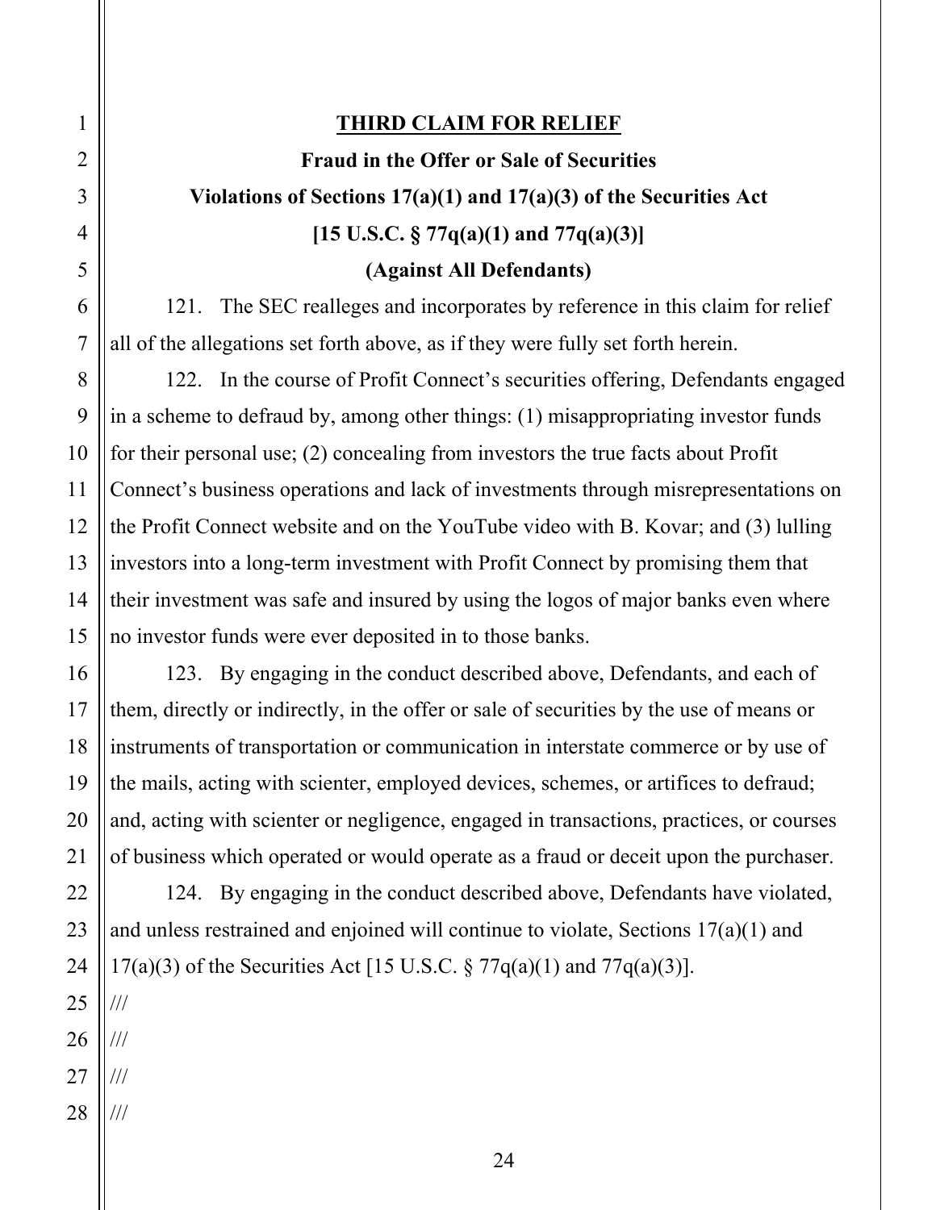**THIRD CLAIM FOR RELIEF**

**Fraud in the Offer or Sale of Securities**

**Violations of Sections 17(a)(1) and 17(a)(3) of the Securities Act**

**[15 U.S.C. § 77q(a)(1) and 77q(a)(3)]**

**(Against All Defendants)**

121. The SEC realleges and incorporates by reference in this claim for relief all of the allegations set forth above, as if they were fully set forth herein.

122. In the course of Profit Connect's securities offering, Defendants engaged in a scheme to defraud by, among other things: (1) misappropriating investor funds for their personal use; (2) concealing from investors the true facts about Profit Connect's business operations and lack of investments through misrepresentations on the Profit Connect website and on the YouTube video with B. Kovar; and (3) lulling investors into a long-term investment with Profit Connect by promising them that their investment was safe and insured by using the logos of major banks even where no investor funds were ever deposited in to those banks.

123. By engaging in the conduct described above, Defendants, and each of them, directly or indirectly, in the offer or sale of securities by the use of means or instruments of transportation or communication in interstate commerce or by use of the mails, acting with scienter, employed devices, schemes, or artifices to defraud; and, acting with scienter or negligence, engaged in transactions, practices, or courses of business which operated or would operate as a fraud or deceit upon the purchaser.

124. By engaging in the conduct described above, Defendants have violated, and unless restrained and enjoined will continue to violate, Sections 17(a)(1) and 17(a)(3) of the Securities Act [15 U.S.C. § 77q(a)(1) and 77q(a)(3)].

///

///

///

///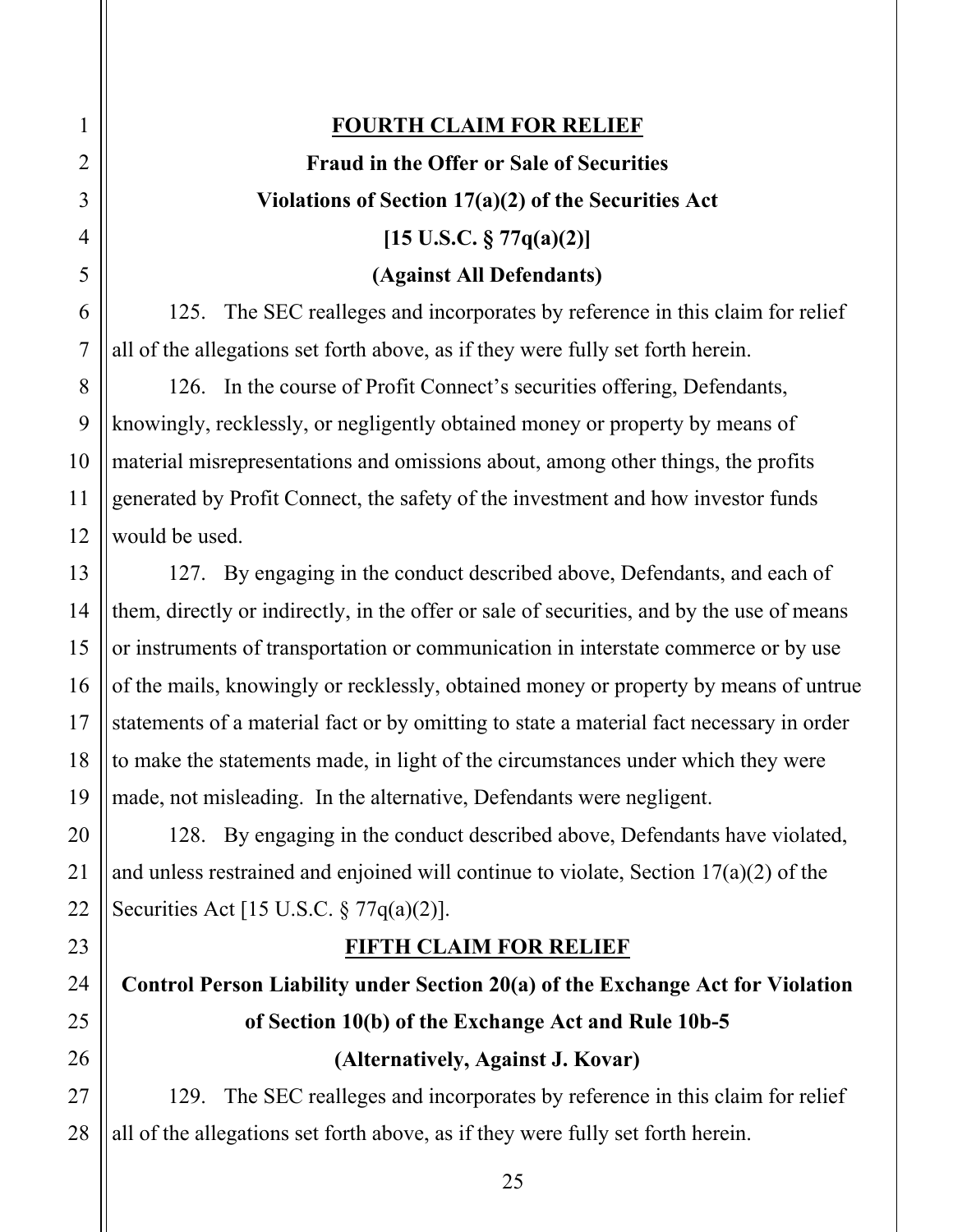## FOURTH CLAIM FOR RELIEF

**Fraud in the Offer or Sale of Securities**

**Violations of Section 17(a)(2) of the Securities Act**

**[15 U.S.C. § 77q(a)(2)]**

**(Against All Defendants)**

125. The SEC realleges and incorporates by reference in this claim for relief all of the allegations set forth above, as if they were fully set forth herein.

126. In the course of Profit Connect's securities offering, Defendants, knowingly, recklessly, or negligently obtained money or property by means of material misrepresentations and omissions about, among other things, the profits generated by Profit Connect, the safety of the investment and how investor funds would be used.

127. By engaging in the conduct described above, Defendants, and each of them, directly or indirectly, in the offer or sale of securities, and by the use of means or instruments of transportation or communication in interstate commerce or by use of the mails, knowingly or recklessly, obtained money or property by means of untrue statements of a material fact or by omitting to state a material fact necessary in order to make the statements made, in light of the circumstances under which they were made, not misleading. In the alternative, Defendants were negligent.

128. By engaging in the conduct described above, Defendants have violated, and unless restrained and enjoined will continue to violate, Section 17(a)(2) of the Securities Act [15 U.S.C. § 77q(a)(2)].

## FIFTH CLAIM FOR RELIEF

**Control Person Liability under Section 20(a) of the Exchange Act for Violation of Section 10(b) of the Exchange Act and Rule 10b-5**

**(Alternatively, Against J. Kovar)**

129. The SEC realleges and incorporates by reference in this claim for relief all of the allegations set forth above, as if they were fully set forth herein.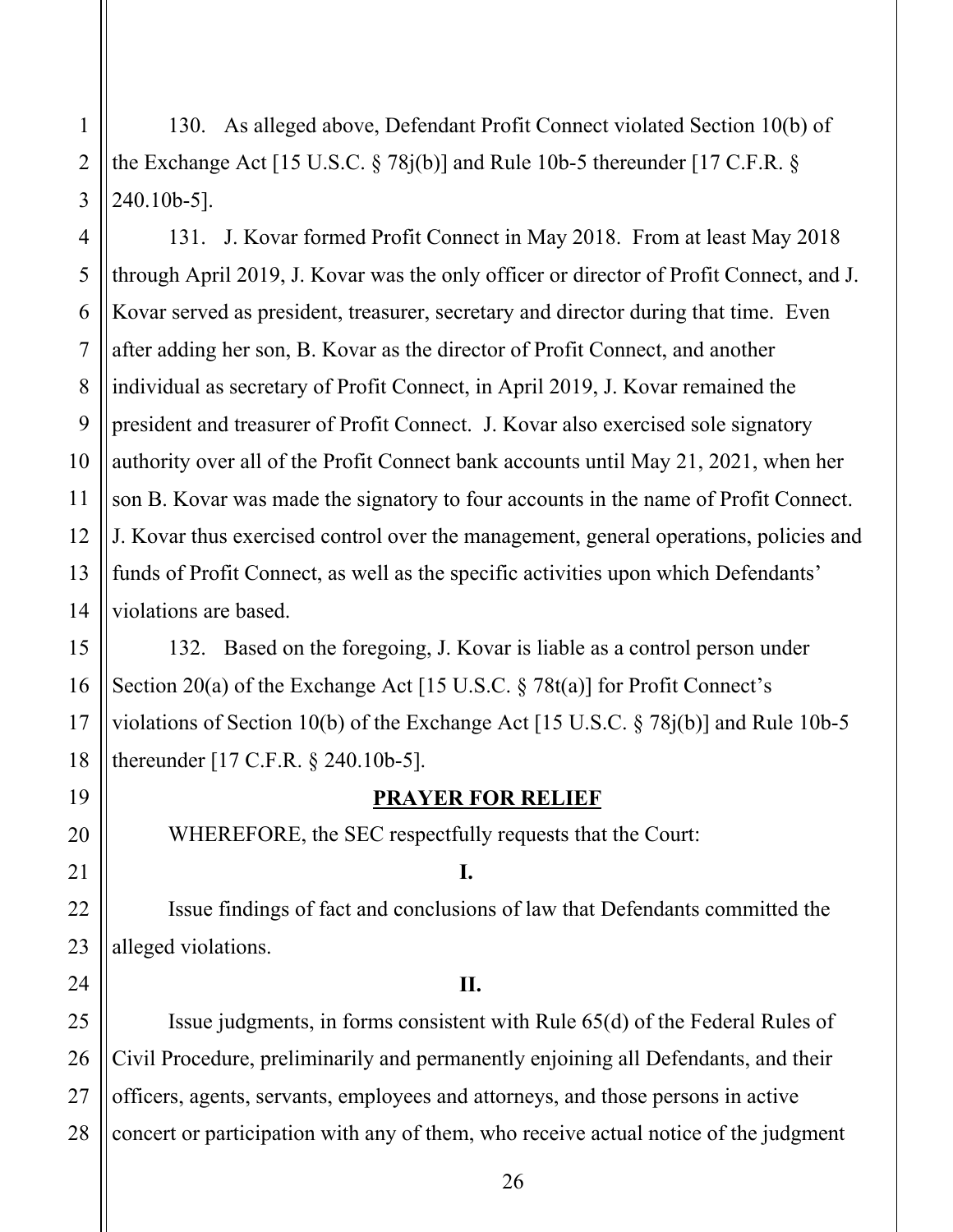130. As alleged above, Defendant Profit Connect violated Section 10(b) of the Exchange Act [15 U.S.C. § 78j(b)] and Rule 10b-5 thereunder [17 C.F.R. § 240.10b-5].

131. J. Kovar formed Profit Connect in May 2018. From at least May 2018 through April 2019, J. Kovar was the only officer or director of Profit Connect, and J. Kovar served as president, treasurer, secretary and director during that time. Even after adding her son, B. Kovar as the director of Profit Connect, and another individual as secretary of Profit Connect, in April 2019, J. Kovar remained the president and treasurer of Profit Connect. J. Kovar also exercised sole signatory authority over all of the Profit Connect bank accounts until May 21, 2021, when her son B. Kovar was made the signatory to four accounts in the name of Profit Connect. J. Kovar thus exercised control over the management, general operations, policies and funds of Profit Connect, as well as the specific activities upon which Defendants' violations are based.

132. Based on the foregoing, J. Kovar is liable as a control person under Section 20(a) of the Exchange Act [15 U.S.C. § 78t(a)] for Profit Connect's violations of Section 10(b) of the Exchange Act [15 U.S.C. § 78j(b)] and Rule 10b-5 thereunder [17 C.F.R. § 240.10b-5].

## PRAYER FOR RELIEF

WHEREFORE, the SEC respectfully requests that the Court:

**I.**

Issue findings of fact and conclusions of law that Defendants committed the alleged violations.

**II.**

Issue judgments, in forms consistent with Rule 65(d) of the Federal Rules of Civil Procedure, preliminarily and permanently enjoining all Defendants, and their officers, agents, servants, employees and attorneys, and those persons in active concert or participation with any of them, who receive actual notice of the judgment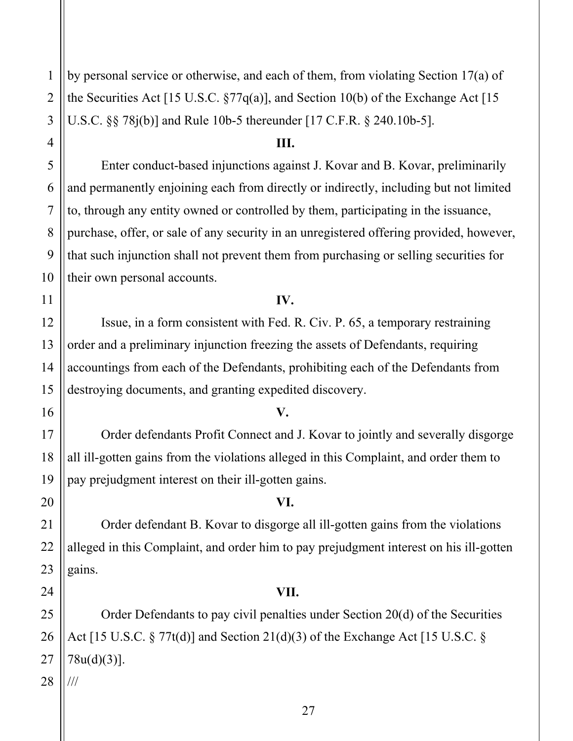by personal service or otherwise, and each of them, from violating Section 17(a) of the Securities Act [15 U.S.C. §77q(a)], and Section 10(b) of the Exchange Act [15 U.S.C. §§ 78j(b)] and Rule 10b-5 thereunder [17 C.F.R. § 240.10b-5].

**III.**

Enter conduct-based injunctions against J. Kovar and B. Kovar, preliminarily and permanently enjoining each from directly or indirectly, including but not limited to, through any entity owned or controlled by them, participating in the issuance, purchase, offer, or sale of any security in an unregistered offering provided, however, that such injunction shall not prevent them from purchasing or selling securities for their own personal accounts.

**IV.**

Issue, in a form consistent with Fed. R. Civ. P. 65, a temporary restraining order and a preliminary injunction freezing the assets of Defendants, requiring accountings from each of the Defendants, prohibiting each of the Defendants from destroying documents, and granting expedited discovery.

**V.**

Order defendants Profit Connect and J. Kovar to jointly and severally disgorge all ill-gotten gains from the violations alleged in this Complaint, and order them to pay prejudgment interest on their ill-gotten gains.

**VI.**

Order defendant B. Kovar to disgorge all ill-gotten gains from the violations alleged in this Complaint, and order him to pay prejudgment interest on his ill-gotten gains.

**VII.**

Order Defendants to pay civil penalties under Section 20(d) of the Securities Act [15 U.S.C. § 77t(d)] and Section 21(d)(3) of the Exchange Act [15 U.S.C. § 78u(d)(3)].

///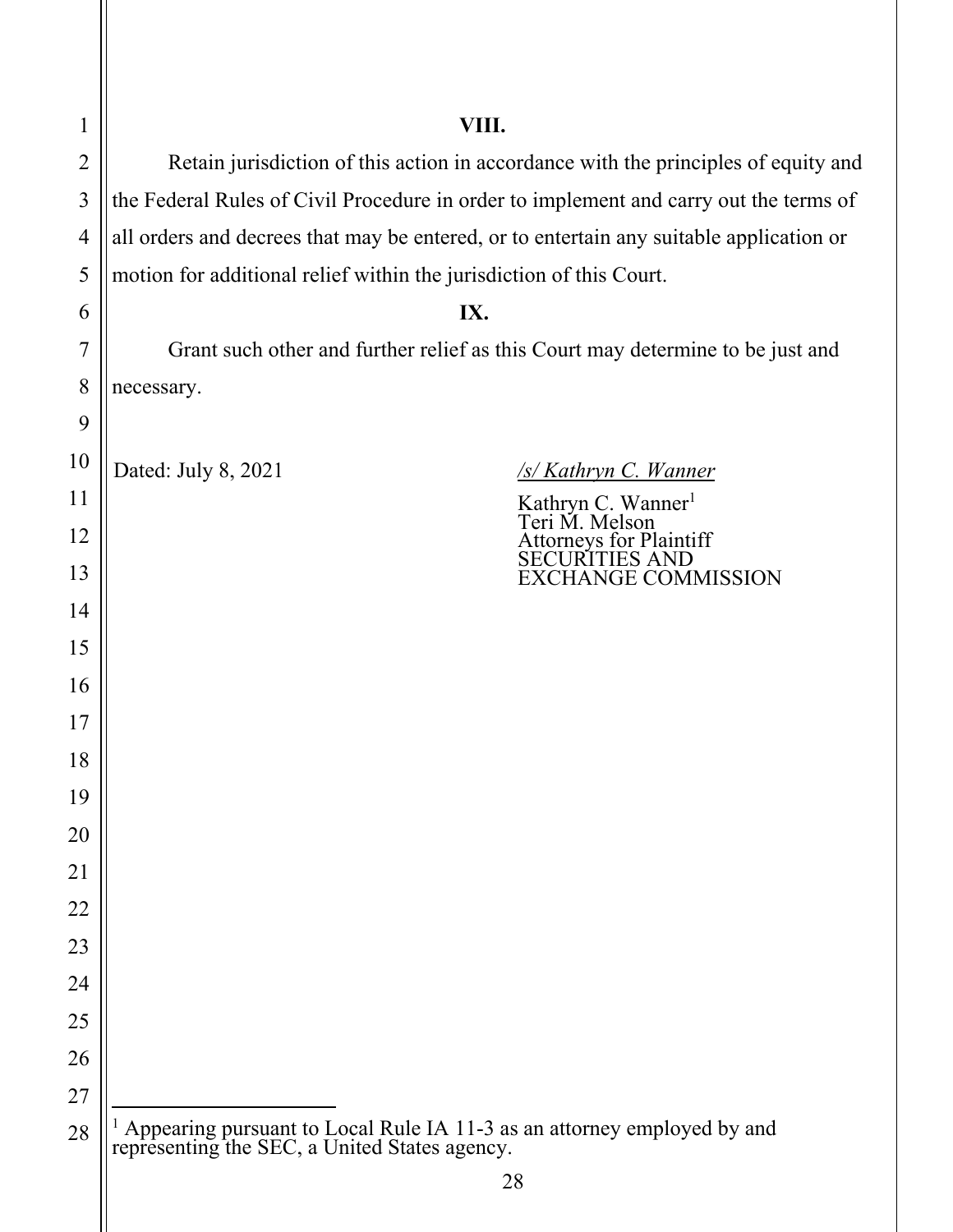**VIII.**

Retain jurisdiction of this action in accordance with the principles of equity and the Federal Rules of Civil Procedure in order to implement and carry out the terms of all orders and decrees that may be entered, or to entertain any suitable application or motion for additional relief within the jurisdiction of this Court.

**IX.**

Grant such other and further relief as this Court may determine to be just and necessary.

Dated: July 8, 2021

*/s/ Kathryn C. Wanner*

Kathryn C. Wanner[1]
Teri M. Melson
Attorneys for Plaintiff
SECURITIES AND
EXCHANGE COMMISSION

[1] Appearing pursuant to Local Rule IA 11-3 as an attorney employed by and representing the SEC, a United States agency.